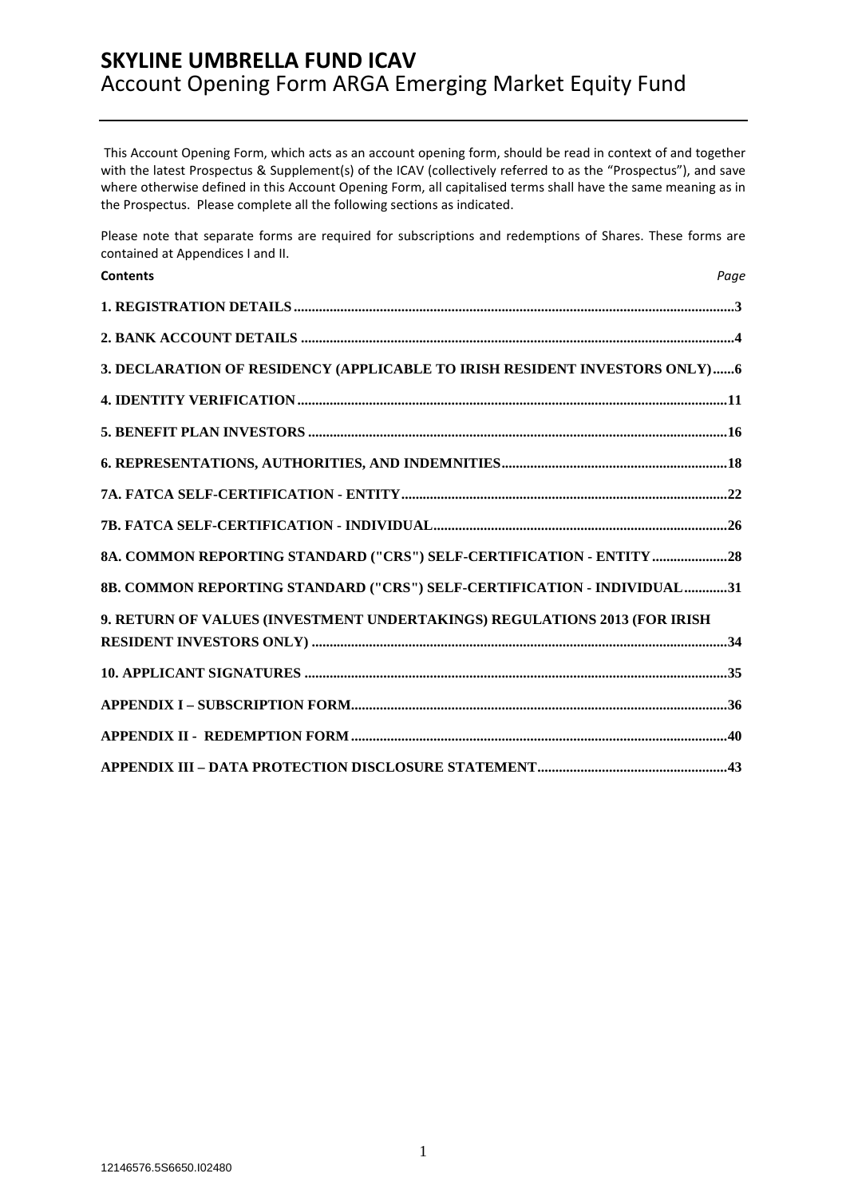# SKYLINE UMBRELLA FUND ICAV
## Account Opening Form ARGA Emerging Market Equity Fund

This Account Opening Form, which acts as an account opening form, should be read in context of and together with the latest Prospectus & Supplement(s) of the ICAV (collectively referred to as the "Prospectus"), and save where otherwise defined in this Account Opening Form, all capitalised terms shall have the same meaning as in the Prospectus. Please complete all the following sections as indicated.

Please note that separate forms are required for subscriptions and redemptions of Shares. These forms are contained at Appendices I and II.

| Contents | Page |
|---|---|
| 1. REGISTRATION DETAILS | 3 |
| 2. BANK ACCOUNT DETAILS | 4 |
| 3. DECLARATION OF RESIDENCY (APPLICABLE TO IRISH RESIDENT INVESTORS ONLY) | 6 |
| 4. IDENTITY VERIFICATION | 11 |
| 5. BENEFIT PLAN INVESTORS | 16 |
| 6. REPRESENTATIONS, AUTHORITIES, AND INDEMNITIES | 18 |
| 7A. FATCA SELF-CERTIFICATION - ENTITY | 22 |
| 7B. FATCA SELF-CERTIFICATION - INDIVIDUAL | 26 |
| 8A. COMMON REPORTING STANDARD ("CRS") SELF-CERTIFICATION - ENTITY | 28 |
| 8B. COMMON REPORTING STANDARD ("CRS") SELF-CERTIFICATION - INDIVIDUAL | 31 |
| 9. RETURN OF VALUES (INVESTMENT UNDERTAKINGS) REGULATIONS 2013 (FOR IRISH RESIDENT INVESTORS ONLY) | 34 |
| 10. APPLICANT SIGNATURES | 35 |
| APPENDIX I – SUBSCRIPTION FORM | 36 |
| APPENDIX II - REDEMPTION FORM | 40 |
| APPENDIX III – DATA PROTECTION DISCLOSURE STATEMENT | 43 |

12146576.5S6650.I02480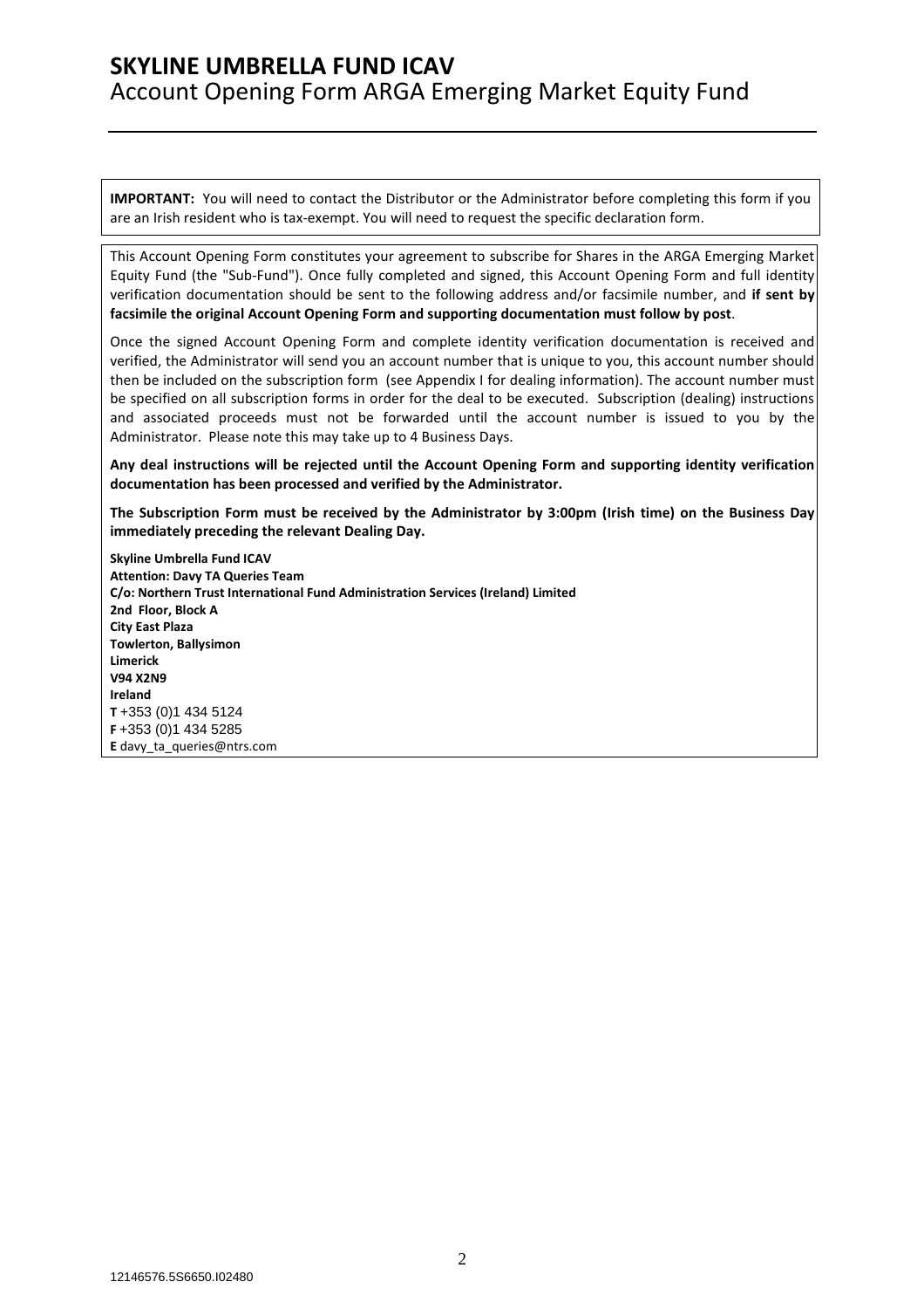# SKYLINE UMBRELLA FUND ICAV

## Account Opening Form ARGA Emerging Market Equity Fund

**IMPORTANT:** You will need to contact the Distributor or the Administrator before completing this form if you are an Irish resident who is tax-exempt. You will need to request the specific declaration form.

This Account Opening Form constitutes your agreement to subscribe for Shares in the ARGA Emerging Market Equity Fund (the "Sub-Fund"). Once fully completed and signed, this Account Opening Form and full identity verification documentation should be sent to the following address and/or facsimile number, and **if sent by facsimile the original Account Opening Form and supporting documentation must follow by post**.

Once the signed Account Opening Form and complete identity verification documentation is received and verified, the Administrator will send you an account number that is unique to you, this account number should then be included on the subscription form (see Appendix I for dealing information). The account number must be specified on all subscription forms in order for the deal to be executed. Subscription (dealing) instructions and associated proceeds must not be forwarded until the account number is issued to you by the Administrator. Please note this may take up to 4 Business Days.

**Any deal instructions will be rejected until the Account Opening Form and supporting identity verification documentation has been processed and verified by the Administrator.**

**The Subscription Form must be received by the Administrator by 3:00pm (Irish time) on the Business Day immediately preceding the relevant Dealing Day.**

**Skyline Umbrella Fund ICAV**
**Attention: Davy TA Queries Team**
**C/o: Northern Trust International Fund Administration Services (Ireland) Limited**
**2nd Floor, Block A**
**City East Plaza**
**Towlerton, Ballysimon**
**Limerick**
**V94 X2N9**
**Ireland**
**T** +353 (0)1 434 5124
**F** +353 (0)1 434 5285
**E** davy_ta_queries@ntrs.com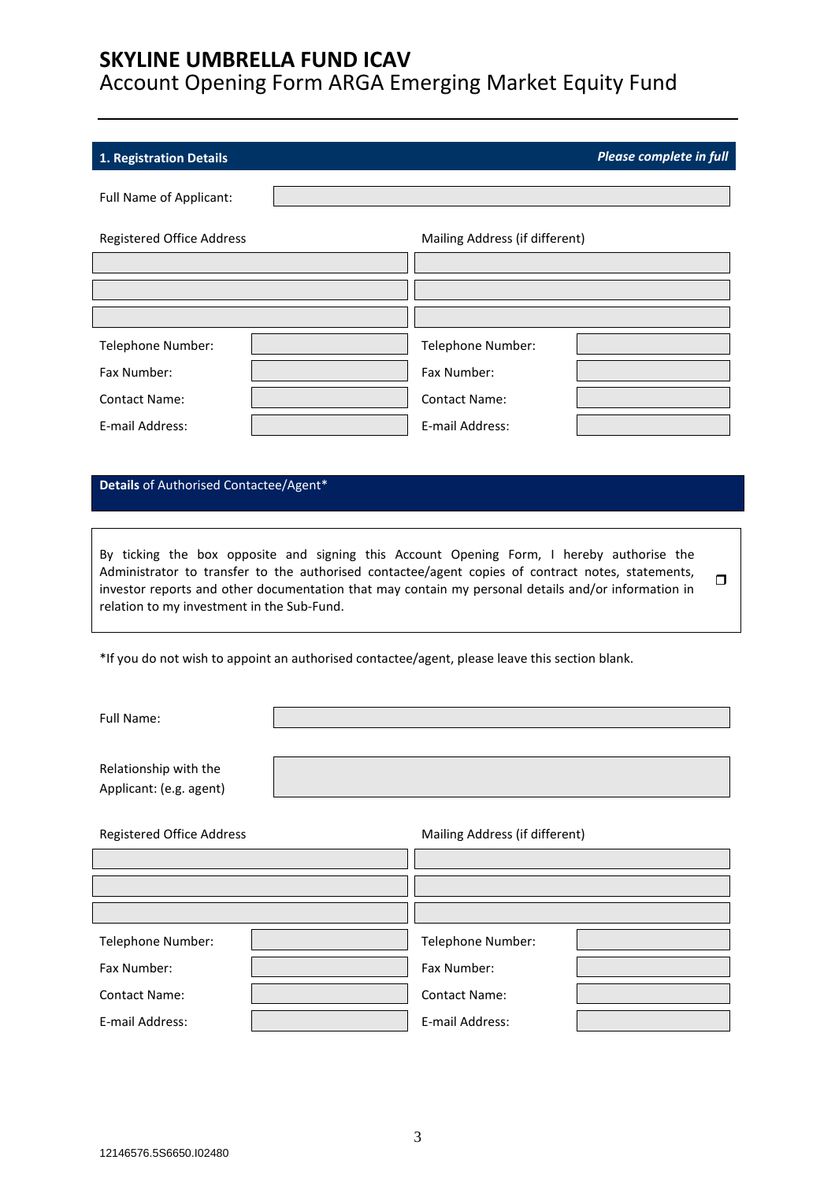# SKYLINE UMBRELLA FUND ICAV

Account Opening Form ARGA Emerging Market Equity Fund

## 1. Registration Details

***Please complete in full***

Full Name of Applicant:

| Registered Office Address | | Mailing Address (if different) | |
|---|---|---|---|
| | | | |
| | | | |
| | | | |
| Telephone Number: | | Telephone Number: | |
| Fax Number: | | Fax Number: | |
| Contact Name: | | Contact Name: | |
| E-mail Address: | | E-mail Address: | |

## **Details** of Authorised Contactee/Agent*

By ticking the box opposite and signing this Account Opening Form, I hereby authorise the Administrator to transfer to the authorised contactee/agent copies of contract notes, statements, investor reports and other documentation that may contain my personal details and/or information in relation to my investment in the Sub-Fund. ☐

*If you do not wish to appoint an authorised contactee/agent, please leave this section blank.

Full Name:

Relationship with the Applicant: (e.g. agent)

| Registered Office Address | | Mailing Address (if different) | |
|---|---|---|---|
| | | | |
| | | | |
| | | | |
| Telephone Number: | | Telephone Number: | |
| Fax Number: | | Fax Number: | |
| Contact Name: | | Contact Name: | |
| E-mail Address: | | E-mail Address: | |

12146576.5S6650.I02480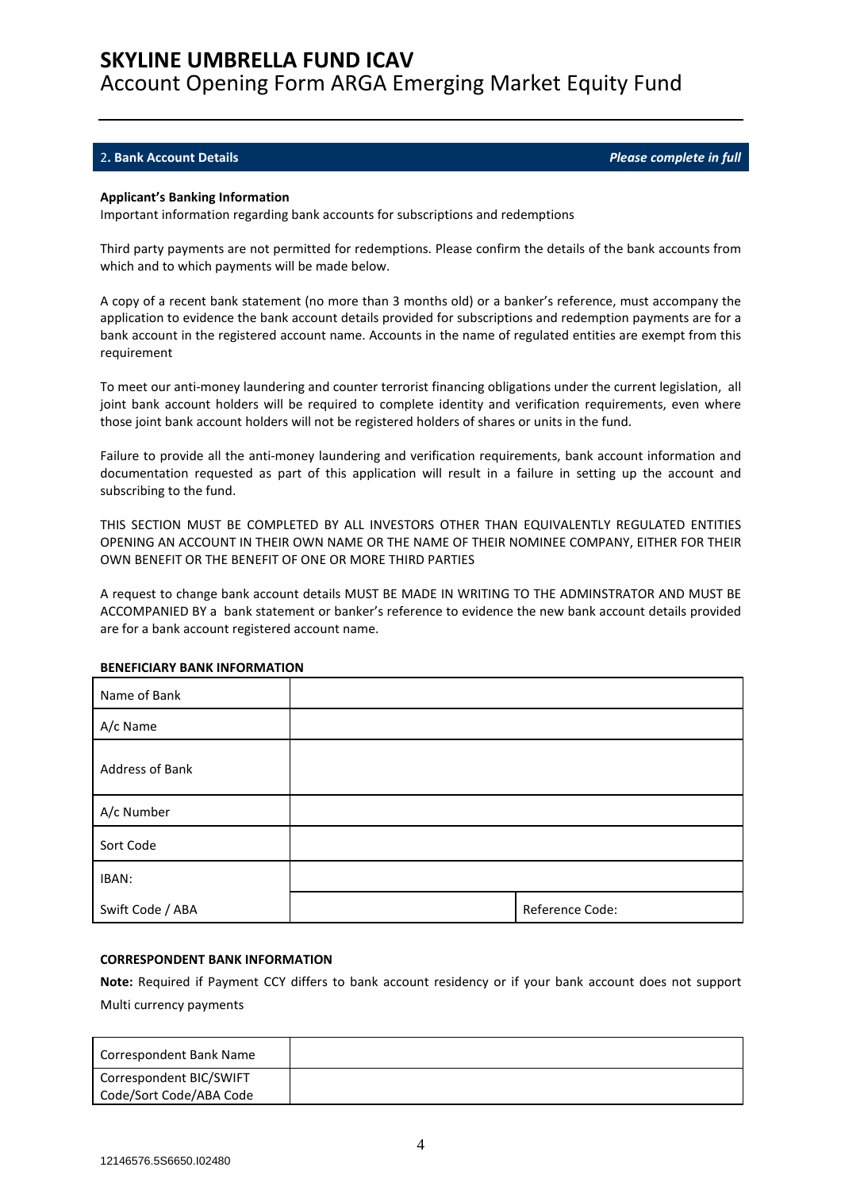# SKYLINE UMBRELLA FUND ICAV

Account Opening Form ARGA Emerging Market Equity Fund

## 2. Bank Account Details *Please complete in full*

**Applicant's Banking Information**

Important information regarding bank accounts for subscriptions and redemptions

Third party payments are not permitted for redemptions. Please confirm the details of the bank accounts from which and to which payments will be made below.

A copy of a recent bank statement (no more than 3 months old) or a banker's reference, must accompany the application to evidence the bank account details provided for subscriptions and redemption payments are for a bank account in the registered account name. Accounts in the name of regulated entities are exempt from this requirement

To meet our anti-money laundering and counter terrorist financing obligations under the current legislation, all joint bank account holders will be required to complete identity and verification requirements, even where those joint bank account holders will not be registered holders of shares or units in the fund.

Failure to provide all the anti-money laundering and verification requirements, bank account information and documentation requested as part of this application will result in a failure in setting up the account and subscribing to the fund.

THIS SECTION MUST BE COMPLETED BY ALL INVESTORS OTHER THAN EQUIVALENTLY REGULATED ENTITIES OPENING AN ACCOUNT IN THEIR OWN NAME OR THE NAME OF THEIR NOMINEE COMPANY, EITHER FOR THEIR OWN BENEFIT OR THE BENEFIT OF ONE OR MORE THIRD PARTIES

A request to change bank account details MUST BE MADE IN WRITING TO THE ADMINSTRATOR AND MUST BE ACCOMPANIED BY a bank statement or banker's reference to evidence the new bank account details provided are for a bank account registered account name.

**BENEFICIARY BANK INFORMATION**

| | | |
|---|---|---|
| Name of Bank | | |
| A/c Name | | |
| Address of Bank | | |
| A/c Number | | |
| Sort Code | | |
| IBAN: | | |
| Swift Code / ABA | | Reference Code: |

**CORRESPONDENT BANK INFORMATION**

**Note:** Required if Payment CCY differs to bank account residency or if your bank account does not support Multi currency payments

| | |
|---|---|
| Correspondent Bank Name | |
| Correspondent BIC/SWIFT Code/Sort Code/ABA Code | |

12146576.5S6650.I02480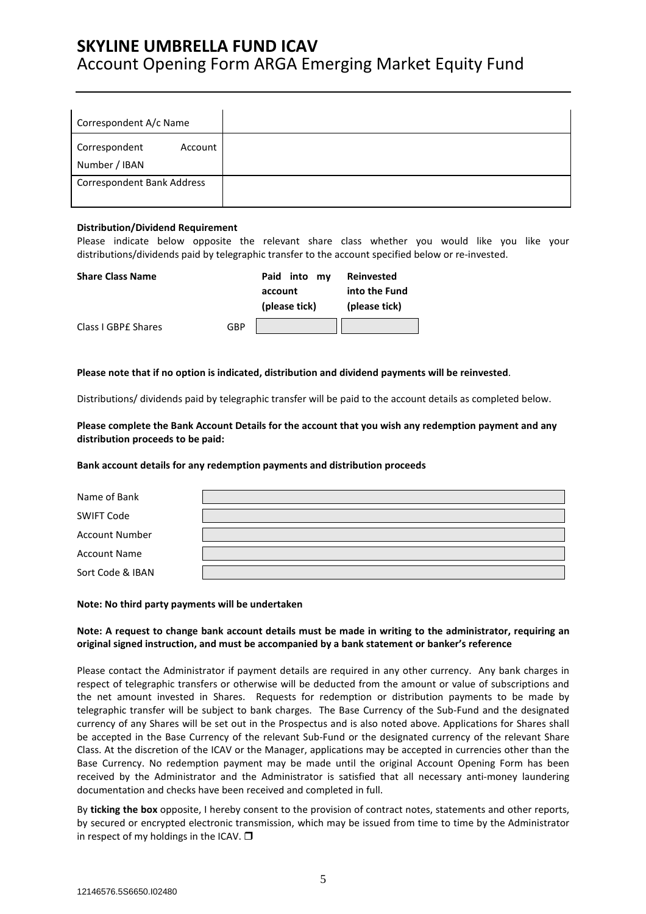| Correspondent A/c Name | |
|---|---|
| Correspondent Account Number / IBAN | |
| Correspondent Bank Address | |

**Distribution/Dividend Requirement**

Please indicate below opposite the relevant share class whether you would like you like your distributions/dividends paid by telegraphic transfer to the account specified below or re-invested.

| Share Class Name | | Paid into my account (please tick) | Reinvested into the Fund (please tick) |
|---|---|---|---|
| Class I GBP£ Shares | GBP | | |

**Please note that if no option is indicated, distribution and dividend payments will be reinvested**.

Distributions/ dividends paid by telegraphic transfer will be paid to the account details as completed below.

**Please complete the Bank Account Details for the account that you wish any redemption payment and any distribution proceeds to be paid:**

**Bank account details for any redemption payments and distribution proceeds**

| Name of Bank | |
|---|---|
| SWIFT Code | |
| Account Number | |
| Account Name | |
| Sort Code & IBAN | |

**Note: No third party payments will be undertaken**

**Note: A request to change bank account details must be made in writing to the administrator, requiring an original signed instruction, and must be accompanied by a bank statement or banker's reference**

Please contact the Administrator if payment details are required in any other currency. Any bank charges in respect of telegraphic transfers or otherwise will be deducted from the amount or value of subscriptions and the net amount invested in Shares. Requests for redemption or distribution payments to be made by telegraphic transfer will be subject to bank charges. The Base Currency of the Sub-Fund and the designated currency of any Shares will be set out in the Prospectus and is also noted above. Applications for Shares shall be accepted in the Base Currency of the relevant Sub-Fund or the designated currency of the relevant Share Class. At the discretion of the ICAV or the Manager, applications may be accepted in currencies other than the Base Currency. No redemption payment may be made until the original Account Opening Form has been received by the Administrator and the Administrator is satisfied that all necessary anti-money laundering documentation and checks have been received and completed in full.

By **ticking the box** opposite, I hereby consent to the provision of contract notes, statements and other reports, by secured or encrypted electronic transmission, which may be issued from time to time by the Administrator in respect of my holdings in the ICAV. ☐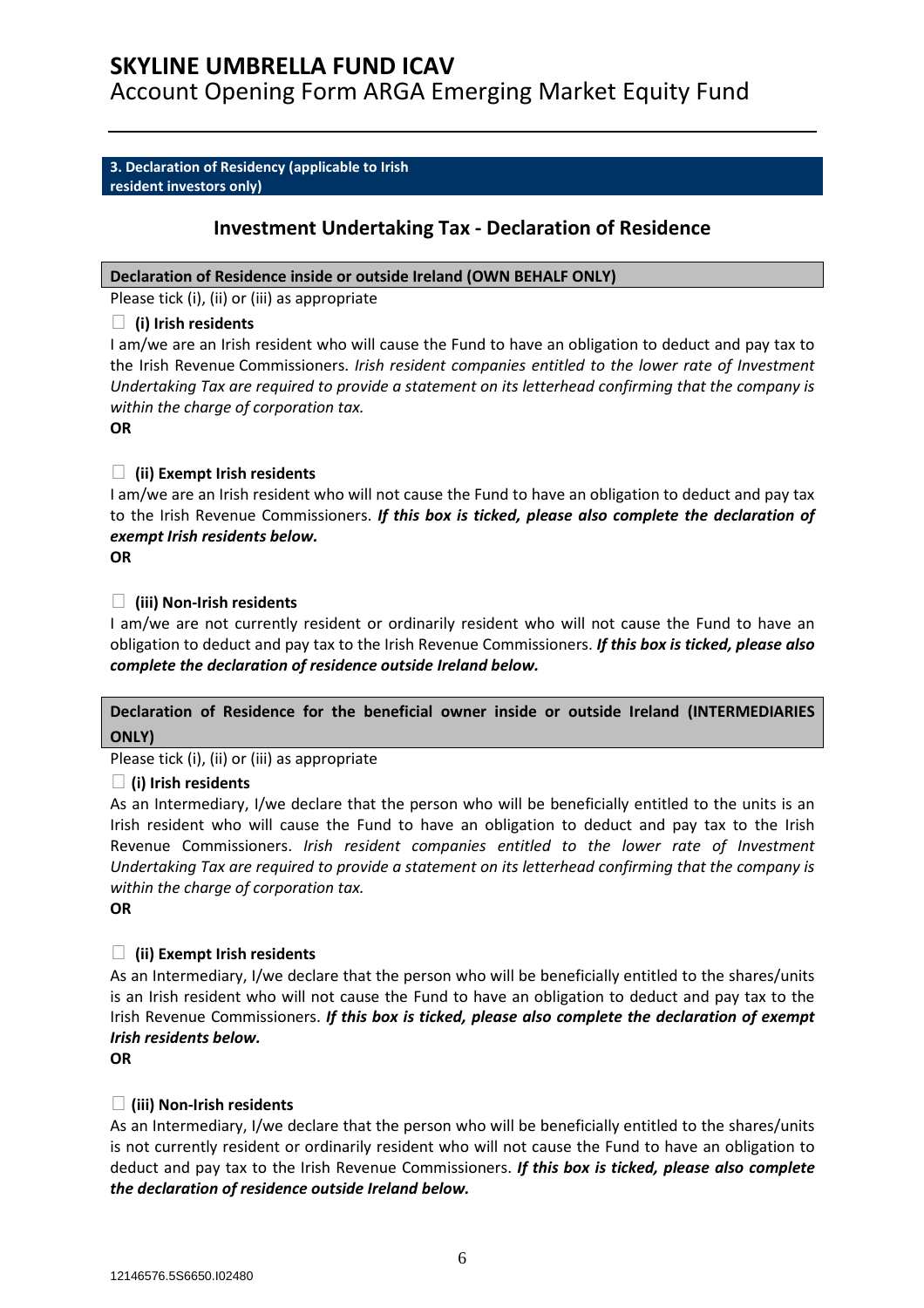**3. Declaration of Residency (applicable to Irish resident investors only)**

## Investment Undertaking Tax - Declaration of Residence

**Declaration of Residence inside or outside Ireland (OWN BEHALF ONLY)**

Please tick (i), (ii) or (iii) as appropriate

☐ **(i) Irish residents**

I am/we are an Irish resident who will cause the Fund to have an obligation to deduct and pay tax to the Irish Revenue Commissioners. *Irish resident companies entitled to the lower rate of Investment Undertaking Tax are required to provide a statement on its letterhead confirming that the company is within the charge of corporation tax.*

**OR**

☐ **(ii) Exempt Irish residents**

I am/we are an Irish resident who will not cause the Fund to have an obligation to deduct and pay tax to the Irish Revenue Commissioners. ***If this box is ticked, please also complete the declaration of exempt Irish residents below.***

**OR**

☐ **(iii) Non-Irish residents**

I am/we are not currently resident or ordinarily resident who will not cause the Fund to have an obligation to deduct and pay tax to the Irish Revenue Commissioners. ***If this box is ticked, please also complete the declaration of residence outside Ireland below.***

**Declaration of Residence for the beneficial owner inside or outside Ireland (INTERMEDIARIES ONLY)**

Please tick (i), (ii) or (iii) as appropriate

☐ **(i) Irish residents**

As an Intermediary, I/we declare that the person who will be beneficially entitled to the units is an Irish resident who will cause the Fund to have an obligation to deduct and pay tax to the Irish Revenue Commissioners. *Irish resident companies entitled to the lower rate of Investment Undertaking Tax are required to provide a statement on its letterhead confirming that the company is within the charge of corporation tax.*

**OR**

☐ **(ii) Exempt Irish residents**

As an Intermediary, I/we declare that the person who will be beneficially entitled to the shares/units is an Irish resident who will not cause the Fund to have an obligation to deduct and pay tax to the Irish Revenue Commissioners. ***If this box is ticked, please also complete the declaration of exempt Irish residents below.***

**OR**

☐ **(iii) Non-Irish residents**

As an Intermediary, I/we declare that the person who will be beneficially entitled to the shares/units is not currently resident or ordinarily resident who will not cause the Fund to have an obligation to deduct and pay tax to the Irish Revenue Commissioners. ***If this box is ticked, please also complete the declaration of residence outside Ireland below.***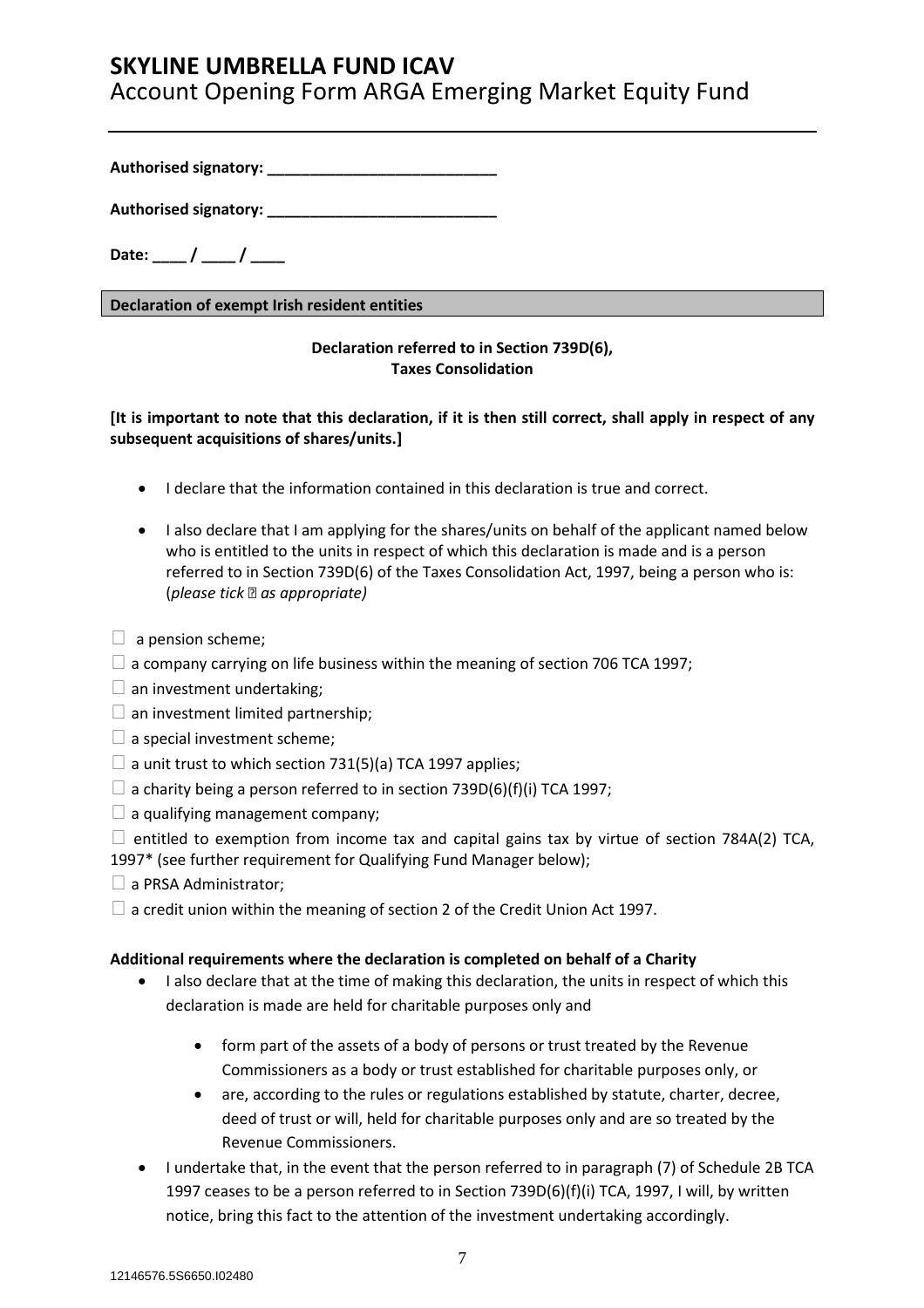**Authorised signatory: ___________________________**

**Authorised signatory: ___________________________**

**Date: ____ / ____ / ____**

**Declaration of exempt Irish resident entities**

**Declaration referred to in Section 739D(6), Taxes Consolidation**

**[It is important to note that this declaration, if it is then still correct, shall apply in respect of any subsequent acquisitions of shares/units.]**

- I declare that the information contained in this declaration is true and correct.
- I also declare that I am applying for the shares/units on behalf of the applicant named below who is entitled to the units in respect of which this declaration is made and is a person referred to in Section 739D(6) of the Taxes Consolidation Act, 1997, being a person who is: (*please tick ☐ as appropriate)*

☐ a pension scheme;

☐ a company carrying on life business within the meaning of section 706 TCA 1997;

☐ an investment undertaking;

☐ an investment limited partnership;

☐ a special investment scheme;

☐ a unit trust to which section 731(5)(a) TCA 1997 applies;

☐ a charity being a person referred to in section 739D(6)(f)(i) TCA 1997;

☐ a qualifying management company;

☐ entitled to exemption from income tax and capital gains tax by virtue of section 784A(2) TCA, 1997* (see further requirement for Qualifying Fund Manager below);

☐ a PRSA Administrator;

☐ a credit union within the meaning of section 2 of the Credit Union Act 1997.

**Additional requirements where the declaration is completed on behalf of a Charity**

- I also declare that at the time of making this declaration, the units in respect of which this declaration is made are held for charitable purposes only and
  - form part of the assets of a body of persons or trust treated by the Revenue Commissioners as a body or trust established for charitable purposes only, or
  - are, according to the rules or regulations established by statute, charter, decree, deed of trust or will, held for charitable purposes only and are so treated by the Revenue Commissioners.
- I undertake that, in the event that the person referred to in paragraph (7) of Schedule 2B TCA 1997 ceases to be a person referred to in Section 739D(6)(f)(i) TCA, 1997, I will, by written notice, bring this fact to the attention of the investment undertaking accordingly.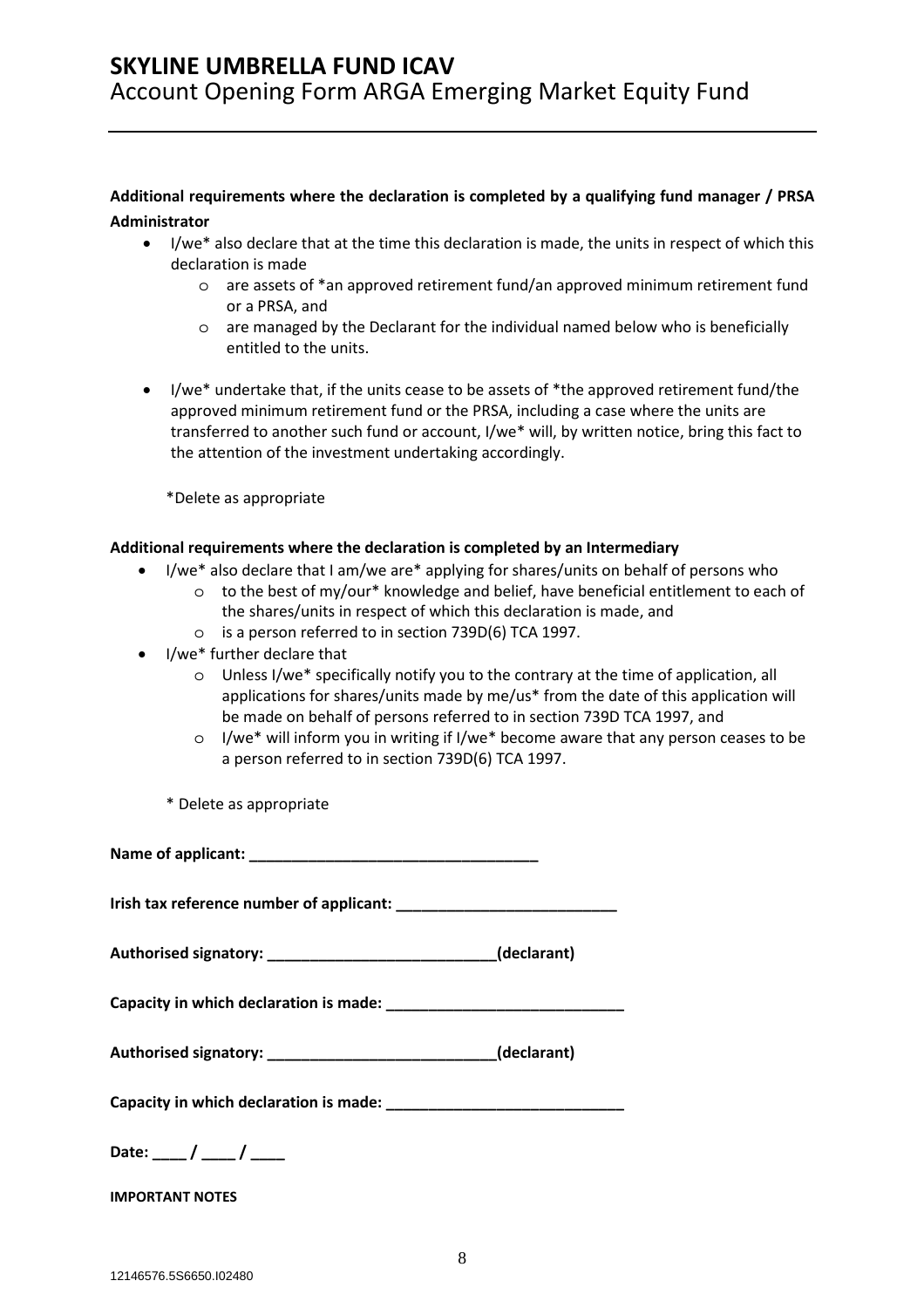**Additional requirements where the declaration is completed by a qualifying fund manager / PRSA Administrator**

- I/we* also declare that at the time this declaration is made, the units in respect of which this declaration is made
    - are assets of *an approved retirement fund/an approved minimum retirement fund or a PRSA, and
    - are managed by the Declarant for the individual named below who is beneficially entitled to the units.
- I/we* undertake that, if the units cease to be assets of *the approved retirement fund/the approved minimum retirement fund or the PRSA, including a case where the units are transferred to another such fund or account, I/we* will, by written notice, bring this fact to the attention of the investment undertaking accordingly.

*Delete as appropriate

**Additional requirements where the declaration is completed by an Intermediary**

- I/we* also declare that I am/we are* applying for shares/units on behalf of persons who
    - to the best of my/our* knowledge and belief, have beneficial entitlement to each of the shares/units in respect of which this declaration is made, and
    - is a person referred to in section 739D(6) TCA 1997.
- I/we* further declare that
    - Unless I/we* specifically notify you to the contrary at the time of application, all applications for shares/units made by me/us* from the date of this application will be made on behalf of persons referred to in section 739D TCA 1997, and
    - I/we* will inform you in writing if I/we* become aware that any person ceases to be a person referred to in section 739D(6) TCA 1997.

\* Delete as appropriate

**Name of applicant: \_\_\_\_\_\_\_\_\_\_\_\_\_\_\_\_\_\_\_\_\_\_\_\_\_\_\_\_\_\_\_\_\_\_**

**Irish tax reference number of applicant: \_\_\_\_\_\_\_\_\_\_\_\_\_\_\_\_\_\_\_\_\_\_\_\_\_\_**

**Authorised signatory: \_\_\_\_\_\_\_\_\_\_\_\_\_\_\_\_\_\_\_\_\_\_\_\_\_\_\_(declarant)**

**Capacity in which declaration is made: \_\_\_\_\_\_\_\_\_\_\_\_\_\_\_\_\_\_\_\_\_\_\_\_\_\_\_\_**

**Authorised signatory: \_\_\_\_\_\_\_\_\_\_\_\_\_\_\_\_\_\_\_\_\_\_\_\_\_\_\_(declarant)**

**Capacity in which declaration is made: \_\_\_\_\_\_\_\_\_\_\_\_\_\_\_\_\_\_\_\_\_\_\_\_\_\_\_\_**

**Date: \_\_\_\_ / \_\_\_\_ / \_\_\_\_**

**IMPORTANT NOTES**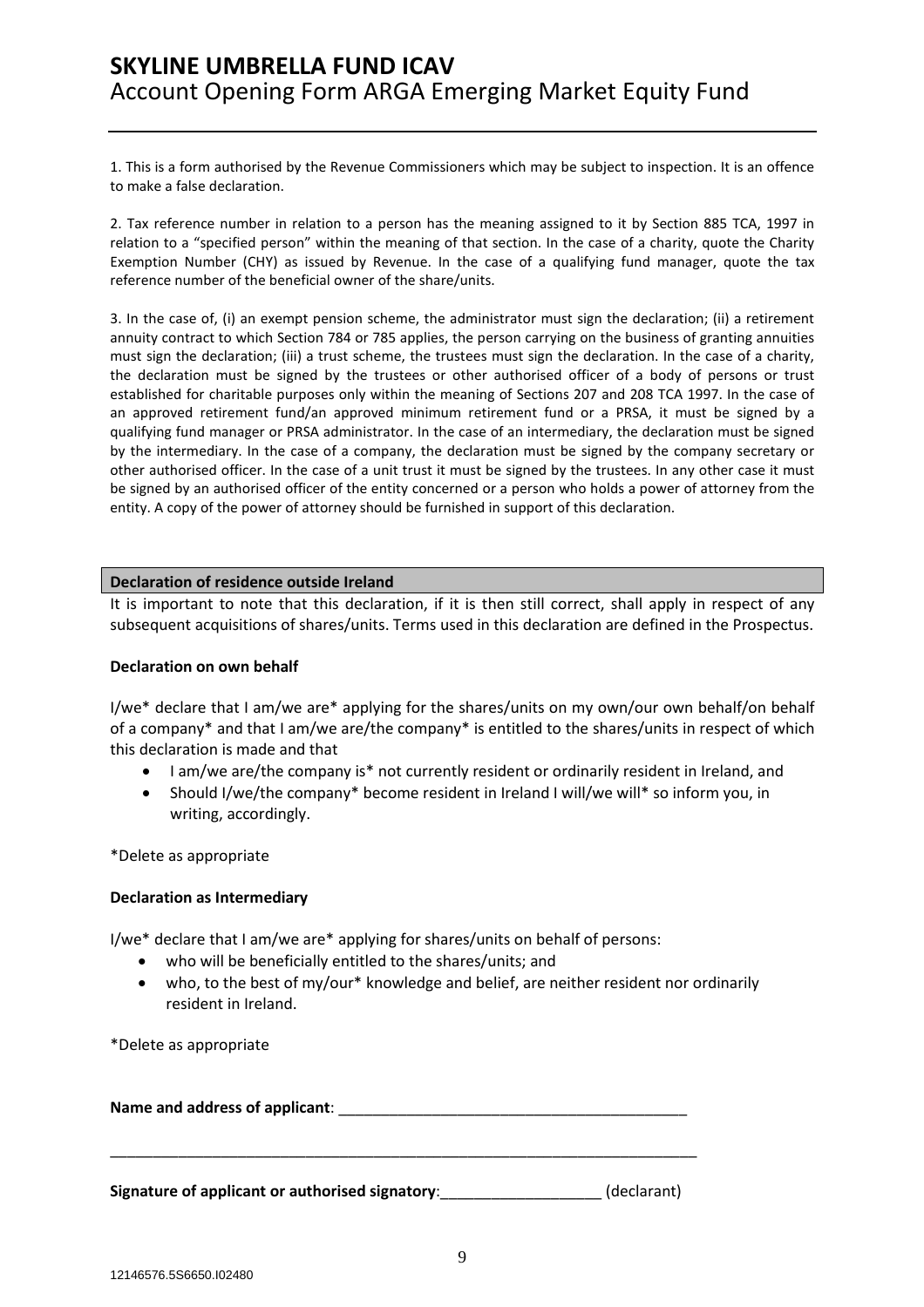1. This is a form authorised by the Revenue Commissioners which may be subject to inspection. It is an offence to make a false declaration.

2. Tax reference number in relation to a person has the meaning assigned to it by Section 885 TCA, 1997 in relation to a "specified person" within the meaning of that section. In the case of a charity, quote the Charity Exemption Number (CHY) as issued by Revenue. In the case of a qualifying fund manager, quote the tax reference number of the beneficial owner of the share/units.

3. In the case of, (i) an exempt pension scheme, the administrator must sign the declaration; (ii) a retirement annuity contract to which Section 784 or 785 applies, the person carrying on the business of granting annuities must sign the declaration; (iii) a trust scheme, the trustees must sign the declaration. In the case of a charity, the declaration must be signed by the trustees or other authorised officer of a body of persons or trust established for charitable purposes only within the meaning of Sections 207 and 208 TCA 1997. In the case of an approved retirement fund/an approved minimum retirement fund or a PRSA, it must be signed by a qualifying fund manager or PRSA administrator. In the case of an intermediary, the declaration must be signed by the intermediary. In the case of a company, the declaration must be signed by the company secretary or other authorised officer. In the case of a unit trust it must be signed by the trustees. In any other case it must be signed by an authorised officer of the entity concerned or a person who holds a power of attorney from the entity. A copy of the power of attorney should be furnished in support of this declaration.

## Declaration of residence outside Ireland

It is important to note that this declaration, if it is then still correct, shall apply in respect of any subsequent acquisitions of shares/units. Terms used in this declaration are defined in the Prospectus.

**Declaration on own behalf**

I/we* declare that I am/we are* applying for the shares/units on my own/our own behalf/on behalf of a company* and that I am/we are/the company* is entitled to the shares/units in respect of which this declaration is made and that

- I am/we are/the company is* not currently resident or ordinarily resident in Ireland, and
- Should I/we/the company* become resident in Ireland I will/we will* so inform you, in writing, accordingly.

*Delete as appropriate

**Declaration as Intermediary**

I/we* declare that I am/we are* applying for shares/units on behalf of persons:

- who will be beneficially entitled to the shares/units; and
- who, to the best of my/our* knowledge and belief, are neither resident nor ordinarily resident in Ireland.

*Delete as appropriate

**Name and address of applicant**: ___________________________________________

___________________________________________________________________________

**Signature of applicant or authorised signatory**:___________________ (declarant)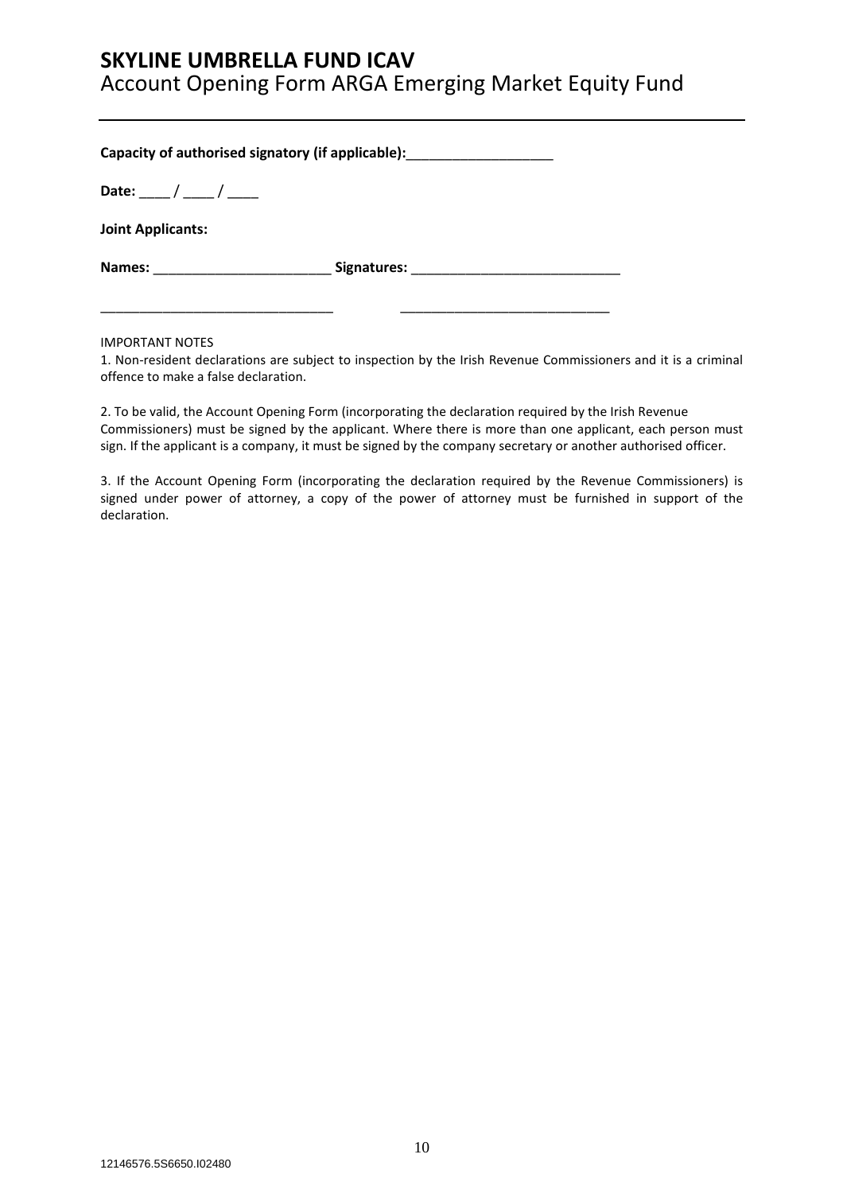**Capacity of authorised signatory (if applicable):**___________________

**Date:** ____ / ____ / ____

**Joint Applicants:**

**Names:** _______________________ **Signatures:** ___________________________

_______________________________ ___________________________

IMPORTANT NOTES

1. Non-resident declarations are subject to inspection by the Irish Revenue Commissioners and it is a criminal offence to make a false declaration.

2. To be valid, the Account Opening Form (incorporating the declaration required by the Irish Revenue Commissioners) must be signed by the applicant. Where there is more than one applicant, each person must sign. If the applicant is a company, it must be signed by the company secretary or another authorised officer.

3. If the Account Opening Form (incorporating the declaration required by the Revenue Commissioners) is signed under power of attorney, a copy of the power of attorney must be furnished in support of the declaration.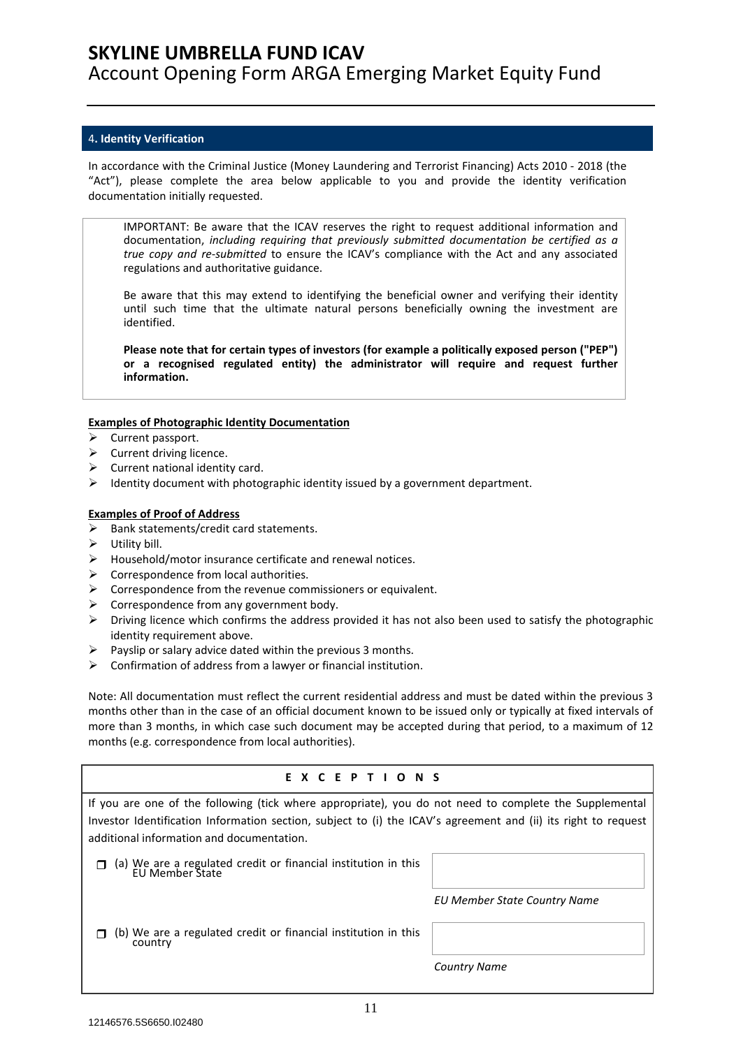## 4. Identity Verification

In accordance with the Criminal Justice (Money Laundering and Terrorist Financing) Acts 2010 - 2018 (the "Act"), please complete the area below applicable to you and provide the identity verification documentation initially requested.

> IMPORTANT: Be aware that the ICAV reserves the right to request additional information and documentation, *including requiring that previously submitted documentation be certified as a true copy and re-submitted* to ensure the ICAV's compliance with the Act and any associated regulations and authoritative guidance.
>
> Be aware that this may extend to identifying the beneficial owner and verifying their identity until such time that the ultimate natural persons beneficially owning the investment are identified.
>
> **Please note that for certain types of investors (for example a politically exposed person ("PEP") or a recognised regulated entity) the administrator will require and request further information.**

**Examples of Photographic Identity Documentation**

- Current passport.
- Current driving licence.
- Current national identity card.
- Identity document with photographic identity issued by a government department.

**Examples of Proof of Address**

- Bank statements/credit card statements.
- Utility bill.
- Household/motor insurance certificate and renewal notices.
- Correspondence from local authorities.
- Correspondence from the revenue commissioners or equivalent.
- Correspondence from any government body.
- Driving licence which confirms the address provided it has not also been used to satisfy the photographic identity requirement above.
- Payslip or salary advice dated within the previous 3 months.
- Confirmation of address from a lawyer or financial institution.

Note: All documentation must reflect the current residential address and must be dated within the previous 3 months other than in the case of an official document known to be issued only or typically at fixed intervals of more than 3 months, in which case such document may be accepted during that period, to a maximum of 12 months (e.g. correspondence from local authorities).

**E X C E P T I O N S**

If you are one of the following (tick where appropriate), you do not need to complete the Supplemental Investor Identification Information section, subject to (i) the ICAV's agreement and (ii) its right to request additional information and documentation.

| | |
|---|---|
| ☐ (a) We are a regulated credit or financial institution in this EU Member State | _______________ *EU Member State Country Name* |
| ☐ (b) We are a regulated credit or financial institution in this country | _______________ *Country Name* |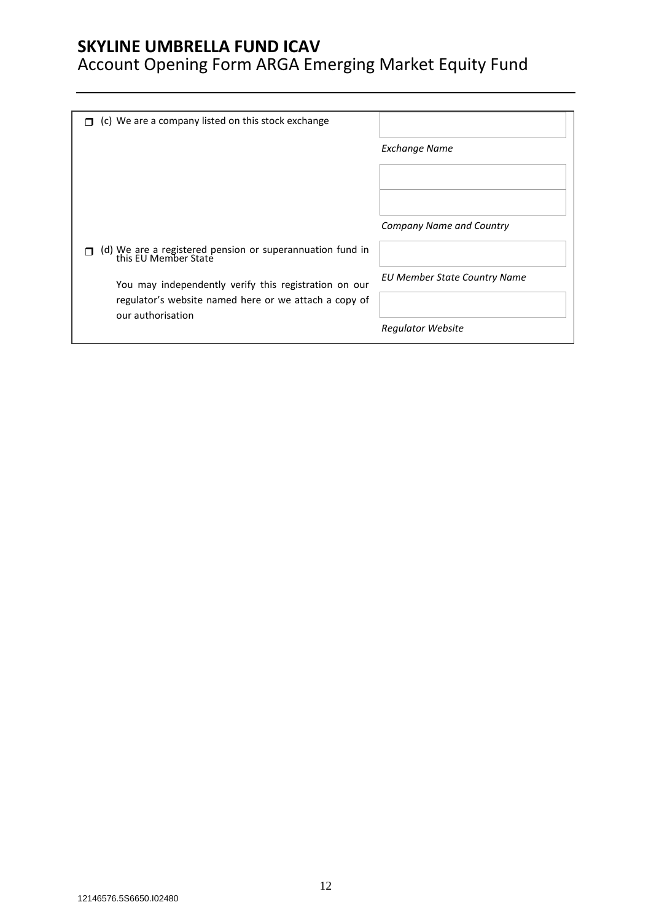| | |
|---|---|
| ☐ (c) We are a company listed on this stock exchange | |
| | *Exchange Name* |
| | |
| | |
| | *Company Name and Country* |
| ☐ (d) We are a registered pension or superannuation fund in this EU Member State | |
| You may independently verify this registration on our regulator's website named here or we attach a copy of our authorisation | *EU Member State Country Name* |
| | |
| | *Regulator Website* |

12146576.5S6650.I02480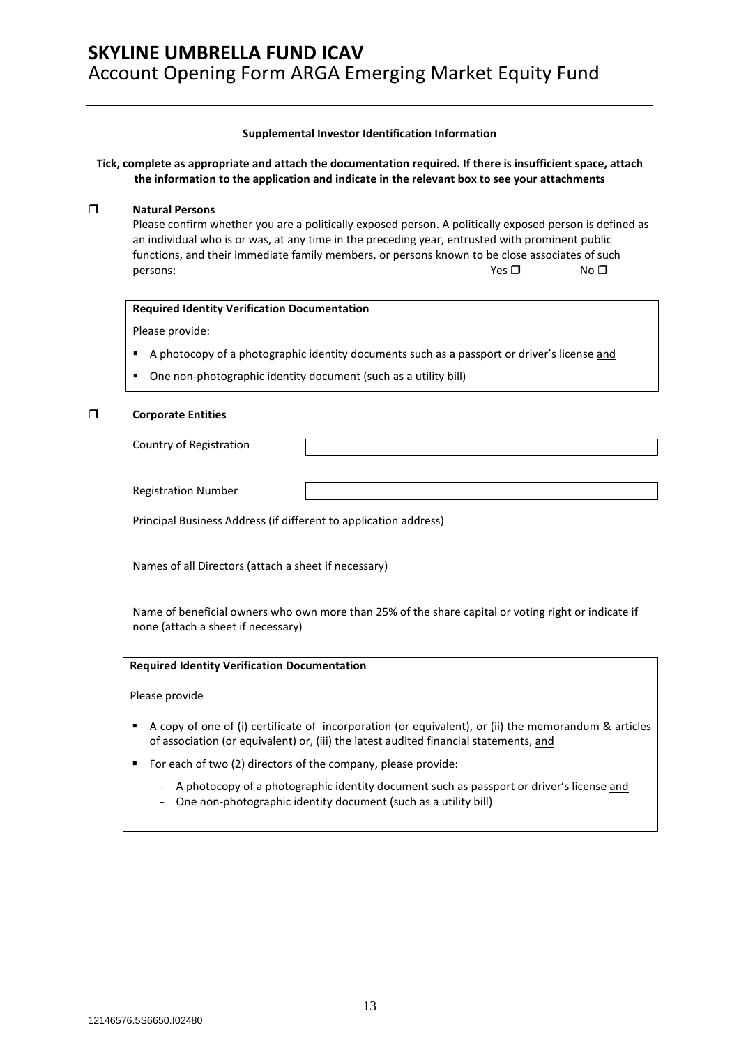# SKYLINE UMBRELLA FUND ICAV

## Account Opening Form ARGA Emerging Market Equity Fund

**Supplemental Investor Identification Information**

**Tick, complete as appropriate and attach the documentation required. If there is insufficient space, attach the information to the application and indicate in the relevant box to see your attachments**

☐ **Natural Persons**

Please confirm whether you are a politically exposed person. A politically exposed person is defined as an individual who is or was, at any time in the preceding year, entrusted with prominent public functions, and their immediate family members, or persons known to be close associates of such persons: Yes ☐ No ☐

**Required Identity Verification Documentation**

Please provide:

- A photocopy of a photographic identity documents such as a passport or driver's license <u>and</u>
- One non-photographic identity document (such as a utility bill)

☐ **Corporate Entities**

| Country of Registration | |
|---|---|
| Registration Number | |

Principal Business Address (if different to application address)

Names of all Directors (attach a sheet if necessary)

Name of beneficial owners who own more than 25% of the share capital or voting right or indicate if none (attach a sheet if necessary)

**Required Identity Verification Documentation**

Please provide

- A copy of one of (i) certificate of incorporation (or equivalent), or (ii) the memorandum & articles of association (or equivalent) or, (iii) the latest audited financial statements, <u>and</u>
- For each of two (2) directors of the company, please provide:
  - A photocopy of a photographic identity document such as passport or driver's license <u>and</u>
  - One non-photographic identity document (such as a utility bill)

12146576.5S6650.I02480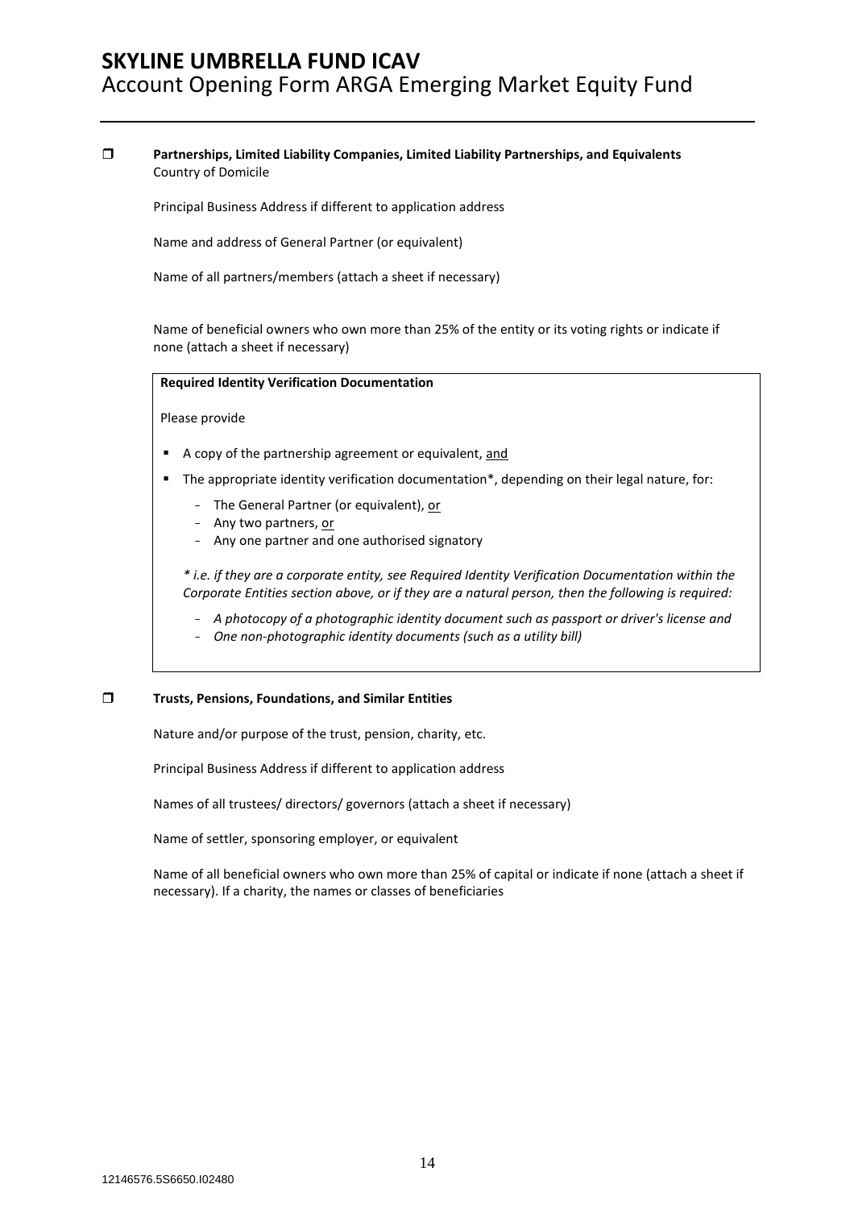- [ ] **Partnerships, Limited Liability Companies, Limited Liability Partnerships, and Equivalents**

Country of Domicile

Principal Business Address if different to application address

Name and address of General Partner (or equivalent)

Name of all partners/members (attach a sheet if necessary)

Name of beneficial owners who own more than 25% of the entity or its voting rights or indicate if none (attach a sheet if necessary)

> **Required Identity Verification Documentation**
>
> Please provide
>
> - A copy of the partnership agreement or equivalent, <u>and</u>
> - The appropriate identity verification documentation*, depending on their legal nature, for:
>   - The General Partner (or equivalent), <u>or</u>
>   - Any two partners, <u>or</u>
>   - Any one partner and one authorised signatory
>
> *\* i.e. if they are a corporate entity, see Required Identity Verification Documentation within the Corporate Entities section above, or if they are a natural person, then the following is required:*
>
> - *A photocopy of a photographic identity document such as passport or driver's license and*
> - *One non-photographic identity documents (such as a utility bill)*

- [ ] **Trusts, Pensions, Foundations, and Similar Entities**

Nature and/or purpose of the trust, pension, charity, etc.

Principal Business Address if different to application address

Names of all trustees/ directors/ governors (attach a sheet if necessary)

Name of settler, sponsoring employer, or equivalent

Name of all beneficial owners who own more than 25% of capital or indicate if none (attach a sheet if necessary). If a charity, the names or classes of beneficiaries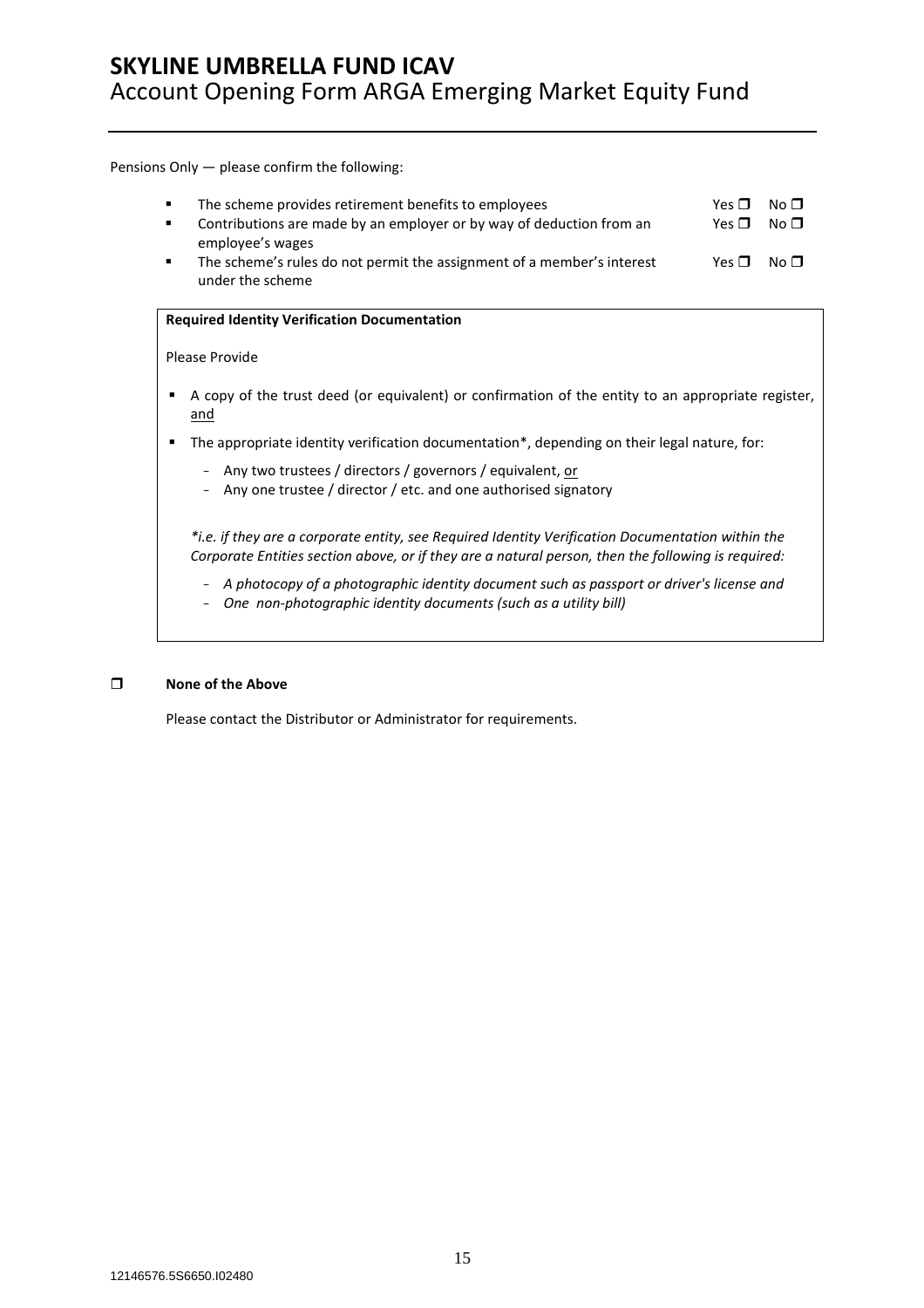Pensions Only — please confirm the following:

- The scheme provides retirement benefits to employees — Yes ❐ No ❐
- Contributions are made by an employer or by way of deduction from an employee's wages — Yes ❐ No ❐
- The scheme's rules do not permit the assignment of a member's interest under the scheme — Yes ❐ No ❐

**Required Identity Verification Documentation**

Please Provide

- A copy of the trust deed (or equivalent) or confirmation of the entity to an appropriate register, and
- The appropriate identity verification documentation*, depending on their legal nature, for:
  - Any two trustees / directors / governors / equivalent, or
  - Any one trustee / director / etc. and one authorised signatory

*\*i.e. if they are a corporate entity, see Required Identity Verification Documentation within the Corporate Entities section above, or if they are a natural person, then the following is required:*

- *A photocopy of a photographic identity document such as passport or driver's license and*
- *One non-photographic identity documents (such as a utility bill)*

❐ **None of the Above**

Please contact the Distributor or Administrator for requirements.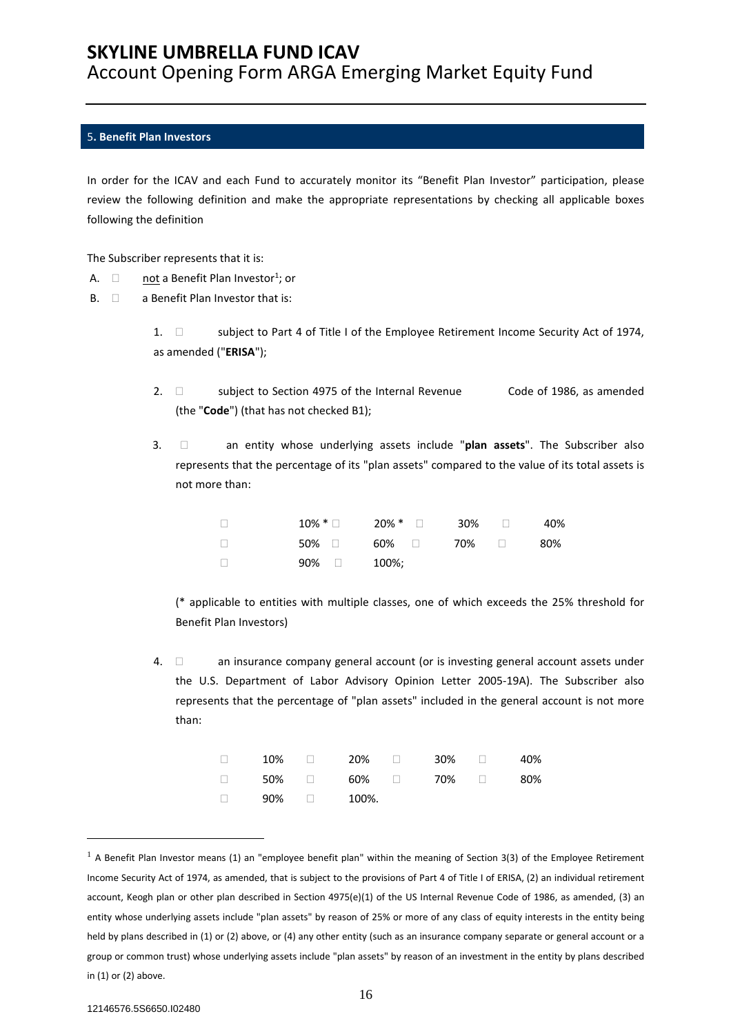## 5. Benefit Plan Investors

In order for the ICAV and each Fund to accurately monitor its "Benefit Plan Investor" participation, please review the following definition and make the appropriate representations by checking all applicable boxes following the definition

The Subscriber represents that it is:

A. ☐ not a Benefit Plan Investor[1]; or

B. ☐ a Benefit Plan Investor that is:

1. ☐ subject to Part 4 of Title I of the Employee Retirement Income Security Act of 1974, as amended ("**ERISA**");

2. ☐ subject to Section 4975 of the Internal Revenue Code of 1986, as amended (the "**Code**") (that has not checked B1);

3. ☐ an entity whose underlying assets include "**plan assets**". The Subscriber also represents that the percentage of its "plan assets" compared to the value of its total assets is not more than:

   ☐ 10% * ☐ 20% * ☐ 30% ☐ 40%
   ☐ 50% ☐ 60% ☐ 70% ☐ 80%
   ☐ 90% ☐ 100%;

   (* applicable to entities with multiple classes, one of which exceeds the 25% threshold for Benefit Plan Investors)

4. ☐ an insurance company general account (or is investing general account assets under the U.S. Department of Labor Advisory Opinion Letter 2005-19A). The Subscriber also represents that the percentage of "plan assets" included in the general account is not more than:

   ☐ 10% ☐ 20% ☐ 30% ☐ 40%
   ☐ 50% ☐ 60% ☐ 70% ☐ 80%
   ☐ 90% ☐ 100%.

---

[1] A Benefit Plan Investor means (1) an "employee benefit plan" within the meaning of Section 3(3) of the Employee Retirement Income Security Act of 1974, as amended, that is subject to the provisions of Part 4 of Title I of ERISA, (2) an individual retirement account, Keogh plan or other plan described in Section 4975(e)(1) of the US Internal Revenue Code of 1986, as amended, (3) an entity whose underlying assets include "plan assets" by reason of 25% or more of any class of equity interests in the entity being held by plans described in (1) or (2) above, or (4) any other entity (such as an insurance company separate or general account or a group or common trust) whose underlying assets include "plan assets" by reason of an investment in the entity by plans described in (1) or (2) above.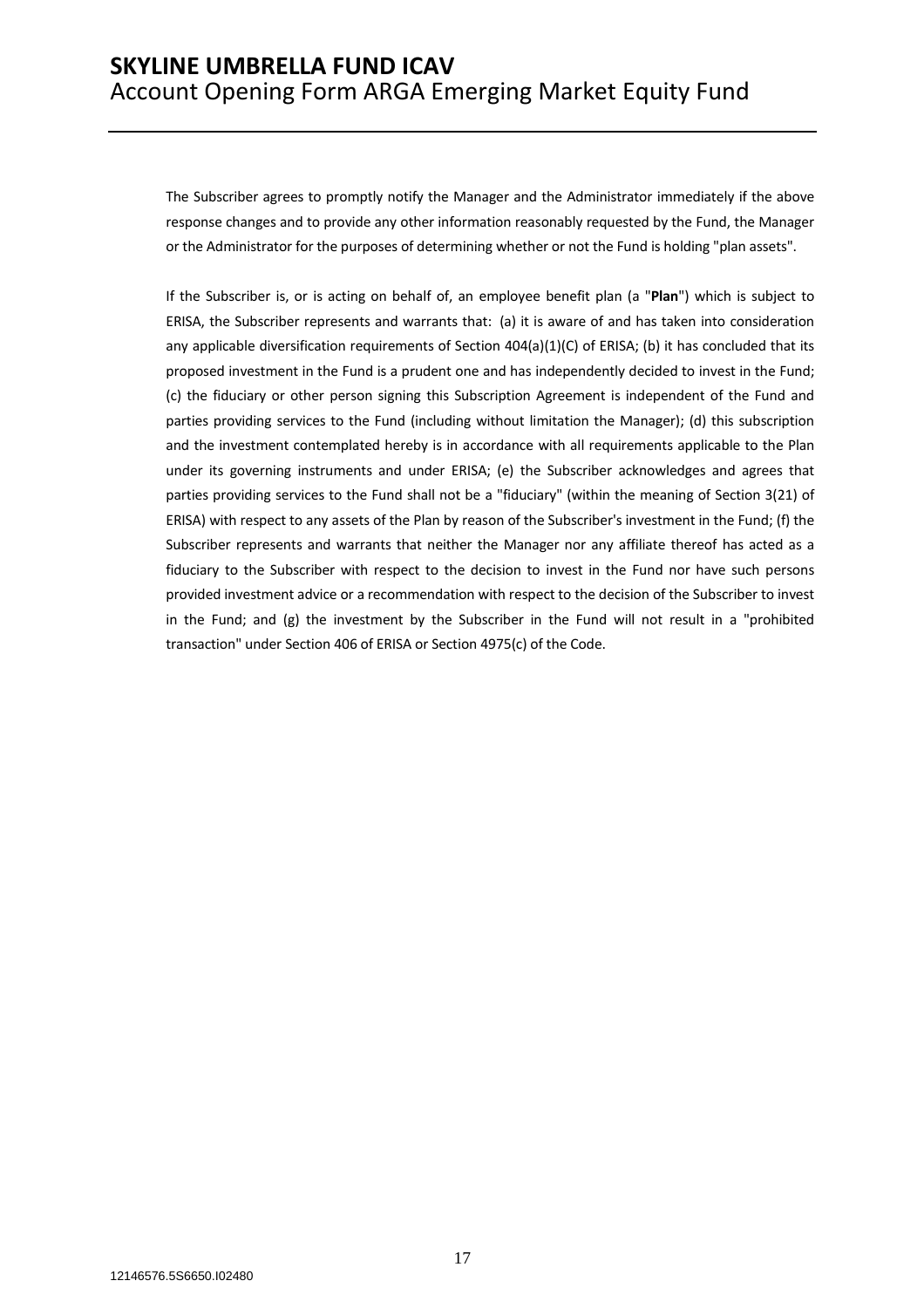The Subscriber agrees to promptly notify the Manager and the Administrator immediately if the above response changes and to provide any other information reasonably requested by the Fund, the Manager or the Administrator for the purposes of determining whether or not the Fund is holding "plan assets".

If the Subscriber is, or is acting on behalf of, an employee benefit plan (a "**Plan**") which is subject to ERISA, the Subscriber represents and warrants that: (a) it is aware of and has taken into consideration any applicable diversification requirements of Section 404(a)(1)(C) of ERISA; (b) it has concluded that its proposed investment in the Fund is a prudent one and has independently decided to invest in the Fund; (c) the fiduciary or other person signing this Subscription Agreement is independent of the Fund and parties providing services to the Fund (including without limitation the Manager); (d) this subscription and the investment contemplated hereby is in accordance with all requirements applicable to the Plan under its governing instruments and under ERISA; (e) the Subscriber acknowledges and agrees that parties providing services to the Fund shall not be a "fiduciary" (within the meaning of Section 3(21) of ERISA) with respect to any assets of the Plan by reason of the Subscriber's investment in the Fund; (f) the Subscriber represents and warrants that neither the Manager nor any affiliate thereof has acted as a fiduciary to the Subscriber with respect to the decision to invest in the Fund nor have such persons provided investment advice or a recommendation with respect to the decision of the Subscriber to invest in the Fund; and (g) the investment by the Subscriber in the Fund will not result in a "prohibited transaction" under Section 406 of ERISA or Section 4975(c) of the Code.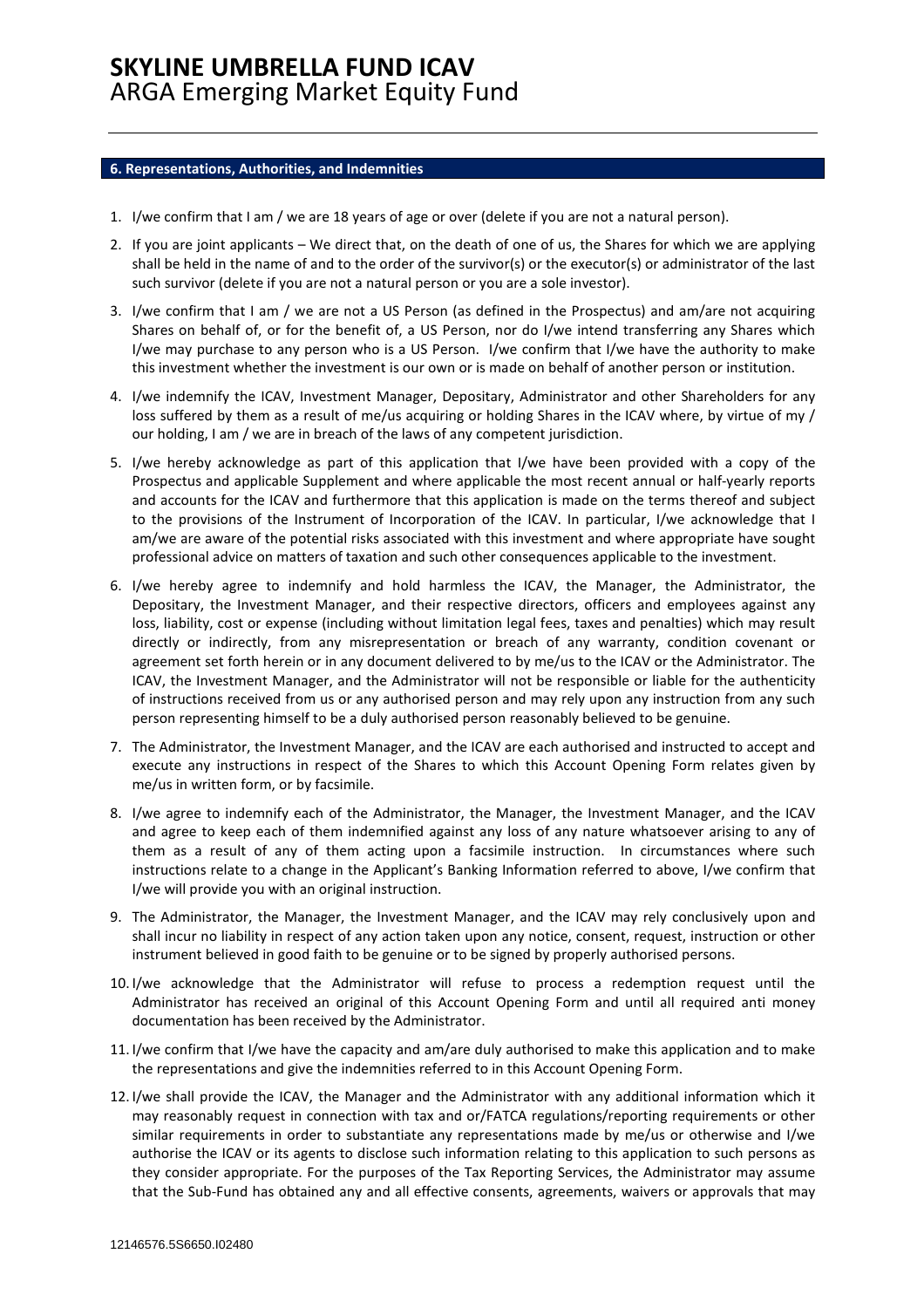## 6. Representations, Authorities, and Indemnities

1. I/we confirm that I am / we are 18 years of age or over (delete if you are not a natural person).
2. If you are joint applicants – We direct that, on the death of one of us, the Shares for which we are applying shall be held in the name of and to the order of the survivor(s) or the executor(s) or administrator of the last such survivor (delete if you are not a natural person or you are a sole investor).
3. I/we confirm that I am / we are not a US Person (as defined in the Prospectus) and am/are not acquiring Shares on behalf of, or for the benefit of, a US Person, nor do I/we intend transferring any Shares which I/we may purchase to any person who is a US Person. I/we confirm that I/we have the authority to make this investment whether the investment is our own or is made on behalf of another person or institution.
4. I/we indemnify the ICAV, Investment Manager, Depositary, Administrator and other Shareholders for any loss suffered by them as a result of me/us acquiring or holding Shares in the ICAV where, by virtue of my / our holding, I am / we are in breach of the laws of any competent jurisdiction.
5. I/we hereby acknowledge as part of this application that I/we have been provided with a copy of the Prospectus and applicable Supplement and where applicable the most recent annual or half-yearly reports and accounts for the ICAV and furthermore that this application is made on the terms thereof and subject to the provisions of the Instrument of Incorporation of the ICAV. In particular, I/we acknowledge that I am/we are aware of the potential risks associated with this investment and where appropriate have sought professional advice on matters of taxation and such other consequences applicable to the investment.
6. I/we hereby agree to indemnify and hold harmless the ICAV, the Manager, the Administrator, the Depositary, the Investment Manager, and their respective directors, officers and employees against any loss, liability, cost or expense (including without limitation legal fees, taxes and penalties) which may result directly or indirectly, from any misrepresentation or breach of any warranty, condition covenant or agreement set forth herein or in any document delivered to by me/us to the ICAV or the Administrator. The ICAV, the Investment Manager, and the Administrator will not be responsible or liable for the authenticity of instructions received from us or any authorised person and may rely upon any instruction from any such person representing himself to be a duly authorised person reasonably believed to be genuine.
7. The Administrator, the Investment Manager, and the ICAV are each authorised and instructed to accept and execute any instructions in respect of the Shares to which this Account Opening Form relates given by me/us in written form, or by facsimile.
8. I/we agree to indemnify each of the Administrator, the Manager, the Investment Manager, and the ICAV and agree to keep each of them indemnified against any loss of any nature whatsoever arising to any of them as a result of any of them acting upon a facsimile instruction. In circumstances where such instructions relate to a change in the Applicant's Banking Information referred to above, I/we confirm that I/we will provide you with an original instruction.
9. The Administrator, the Manager, the Investment Manager, and the ICAV may rely conclusively upon and shall incur no liability in respect of any action taken upon any notice, consent, request, instruction or other instrument believed in good faith to be genuine or to be signed by properly authorised persons.
10. I/we acknowledge that the Administrator will refuse to process a redemption request until the Administrator has received an original of this Account Opening Form and until all required anti money documentation has been received by the Administrator.
11. I/we confirm that I/we have the capacity and am/are duly authorised to make this application and to make the representations and give the indemnities referred to in this Account Opening Form.
12. I/we shall provide the ICAV, the Manager and the Administrator with any additional information which it may reasonably request in connection with tax and or/FATCA regulations/reporting requirements or other similar requirements in order to substantiate any representations made by me/us or otherwise and I/we authorise the ICAV or its agents to disclose such information relating to this application to such persons as they consider appropriate. For the purposes of the Tax Reporting Services, the Administrator may assume that the Sub-Fund has obtained any and all effective consents, agreements, waivers or approvals that may

12146576.5S6650.I02480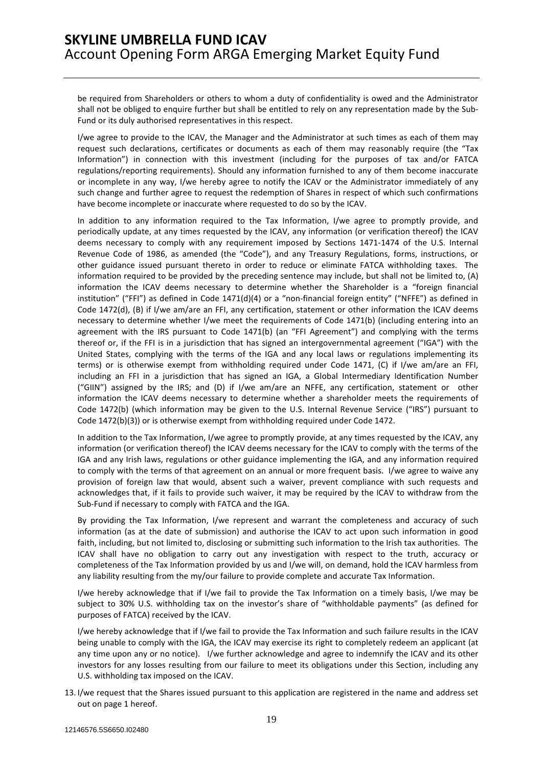be required from Shareholders or others to whom a duty of confidentiality is owed and the Administrator shall not be obliged to enquire further but shall be entitled to rely on any representation made by the Sub-Fund or its duly authorised representatives in this respect.

I/we agree to provide to the ICAV, the Manager and the Administrator at such times as each of them may request such declarations, certificates or documents as each of them may reasonably require (the "Tax Information") in connection with this investment (including for the purposes of tax and/or FATCA regulations/reporting requirements). Should any information furnished to any of them become inaccurate or incomplete in any way, I/we hereby agree to notify the ICAV or the Administrator immediately of any such change and further agree to request the redemption of Shares in respect of which such confirmations have become incomplete or inaccurate where requested to do so by the ICAV.

In addition to any information required to the Tax Information, I/we agree to promptly provide, and periodically update, at any times requested by the ICAV, any information (or verification thereof) the ICAV deems necessary to comply with any requirement imposed by Sections 1471-1474 of the U.S. Internal Revenue Code of 1986, as amended (the "Code"), and any Treasury Regulations, forms, instructions, or other guidance issued pursuant thereto in order to reduce or eliminate FATCA withholding taxes. The information required to be provided by the preceding sentence may include, but shall not be limited to, (A) information the ICAV deems necessary to determine whether the Shareholder is a "foreign financial institution" ("FFI") as defined in Code 1471(d)(4) or a "non-financial foreign entity" ("NFFE") as defined in Code 1472(d), (B) if I/we am/are an FFI, any certification, statement or other information the ICAV deems necessary to determine whether I/we meet the requirements of Code 1471(b) (including entering into an agreement with the IRS pursuant to Code 1471(b) (an "FFI Agreement") and complying with the terms thereof or, if the FFI is in a jurisdiction that has signed an intergovernmental agreement ("IGA") with the United States, complying with the terms of the IGA and any local laws or regulations implementing its terms) or is otherwise exempt from withholding required under Code 1471, (C) if I/we am/are an FFI, including an FFI in a jurisdiction that has signed an IGA, a Global Intermediary Identification Number ("GIIN") assigned by the IRS; and (D) if I/we am/are an NFFE, any certification, statement or other information the ICAV deems necessary to determine whether a shareholder meets the requirements of Code 1472(b) (which information may be given to the U.S. Internal Revenue Service ("IRS") pursuant to Code 1472(b)(3)) or is otherwise exempt from withholding required under Code 1472.

In addition to the Tax Information, I/we agree to promptly provide, at any times requested by the ICAV, any information (or verification thereof) the ICAV deems necessary for the ICAV to comply with the terms of the IGA and any Irish laws, regulations or other guidance implementing the IGA, and any information required to comply with the terms of that agreement on an annual or more frequent basis. I/we agree to waive any provision of foreign law that would, absent such a waiver, prevent compliance with such requests and acknowledges that, if it fails to provide such waiver, it may be required by the ICAV to withdraw from the Sub-Fund if necessary to comply with FATCA and the IGA.

By providing the Tax Information, I/we represent and warrant the completeness and accuracy of such information (as at the date of submission) and authorise the ICAV to act upon such information in good faith, including, but not limited to, disclosing or submitting such information to the Irish tax authorities. The ICAV shall have no obligation to carry out any investigation with respect to the truth, accuracy or completeness of the Tax Information provided by us and I/we will, on demand, hold the ICAV harmless from any liability resulting from the my/our failure to provide complete and accurate Tax Information.

I/we hereby acknowledge that if I/we fail to provide the Tax Information on a timely basis, I/we may be subject to 30% U.S. withholding tax on the investor's share of "withholdable payments" (as defined for purposes of FATCA) received by the ICAV.

I/we hereby acknowledge that if I/we fail to provide the Tax Information and such failure results in the ICAV being unable to comply with the IGA, the ICAV may exercise its right to completely redeem an applicant (at any time upon any or no notice). I/we further acknowledge and agree to indemnify the ICAV and its other investors for any losses resulting from our failure to meet its obligations under this Section, including any U.S. withholding tax imposed on the ICAV.

13. I/we request that the Shares issued pursuant to this application are registered in the name and address set out on page 1 hereof.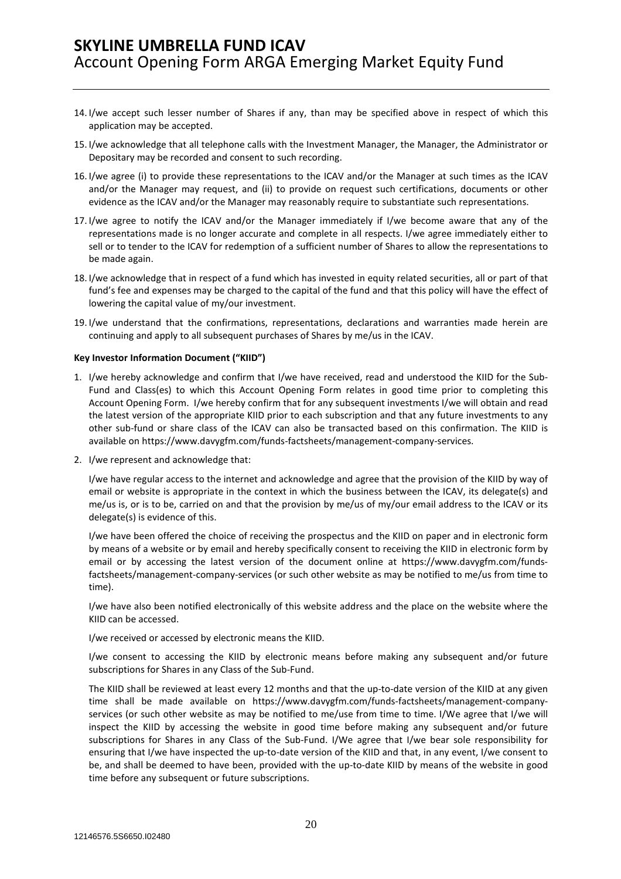14. I/we accept such lesser number of Shares if any, than may be specified above in respect of which this application may be accepted.

15. I/we acknowledge that all telephone calls with the Investment Manager, the Manager, the Administrator or Depositary may be recorded and consent to such recording.

16. I/we agree (i) to provide these representations to the ICAV and/or the Manager at such times as the ICAV and/or the Manager may request, and (ii) to provide on request such certifications, documents or other evidence as the ICAV and/or the Manager may reasonably require to substantiate such representations.

17. I/we agree to notify the ICAV and/or the Manager immediately if I/we become aware that any of the representations made is no longer accurate and complete in all respects. I/we agree immediately either to sell or to tender to the ICAV for redemption of a sufficient number of Shares to allow the representations to be made again.

18. I/we acknowledge that in respect of a fund which has invested in equity related securities, all or part of that fund's fee and expenses may be charged to the capital of the fund and that this policy will have the effect of lowering the capital value of my/our investment.

19. I/we understand that the confirmations, representations, declarations and warranties made herein are continuing and apply to all subsequent purchases of Shares by me/us in the ICAV.

**Key Investor Information Document ("KIID")**

1. I/we hereby acknowledge and confirm that I/we have received, read and understood the KIID for the Sub-Fund and Class(es) to which this Account Opening Form relates in good time prior to completing this Account Opening Form. I/we hereby confirm that for any subsequent investments I/we will obtain and read the latest version of the appropriate KIID prior to each subscription and that any future investments to any other sub-fund or share class of the ICAV can also be transacted based on this confirmation. The KIID is available on https://www.davygfm.com/funds-factsheets/management-company-services.

2. I/we represent and acknowledge that:

   I/we have regular access to the internet and acknowledge and agree that the provision of the KIID by way of email or website is appropriate in the context in which the business between the ICAV, its delegate(s) and me/us is, or is to be, carried on and that the provision by me/us of my/our email address to the ICAV or its delegate(s) is evidence of this.

   I/we have been offered the choice of receiving the prospectus and the KIID on paper and in electronic form by means of a website or by email and hereby specifically consent to receiving the KIID in electronic form by email or by accessing the latest version of the document online at https://www.davygfm.com/funds-factsheets/management-company-services (or such other website as may be notified to me/us from time to time).

   I/we have also been notified electronically of this website address and the place on the website where the KIID can be accessed.

   I/we received or accessed by electronic means the KIID.

   I/we consent to accessing the KIID by electronic means before making any subsequent and/or future subscriptions for Shares in any Class of the Sub-Fund.

   The KIID shall be reviewed at least every 12 months and that the up-to-date version of the KIID at any given time shall be made available on https://www.davygfm.com/funds-factsheets/management-company-services (or such other website as may be notified to me/use from time to time. I/We agree that I/we will inspect the KIID by accessing the website in good time before making any subsequent and/or future subscriptions for Shares in any Class of the Sub-Fund. I/We agree that I/we bear sole responsibility for ensuring that I/we have inspected the up-to-date version of the KIID and that, in any event, I/we consent to be, and shall be deemed to have been, provided with the up-to-date KIID by means of the website in good time before any subsequent or future subscriptions.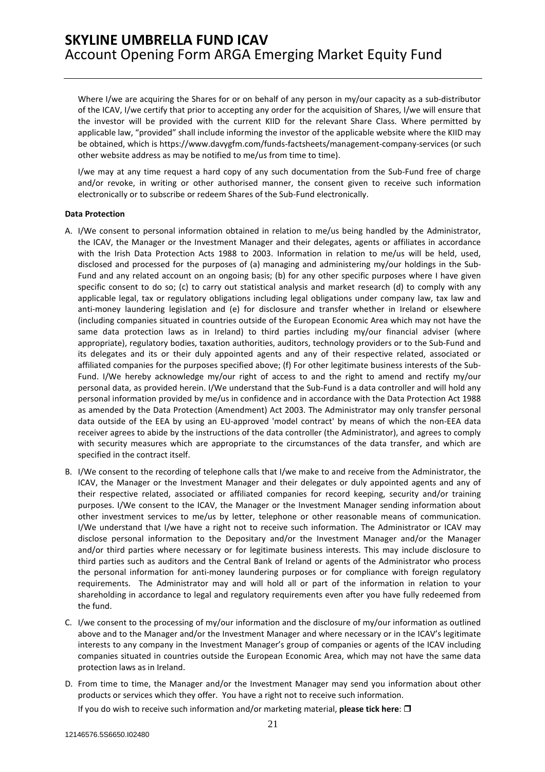Where I/we are acquiring the Shares for or on behalf of any person in my/our capacity as a sub-distributor of the ICAV, I/we certify that prior to accepting any order for the acquisition of Shares, I/we will ensure that the investor will be provided with the current KIID for the relevant Share Class. Where permitted by applicable law, "provided" shall include informing the investor of the applicable website where the KIID may be obtained, which is https://www.davygfm.com/funds-factsheets/management-company-services (or such other website address as may be notified to me/us from time to time).

I/we may at any time request a hard copy of any such documentation from the Sub-Fund free of charge and/or revoke, in writing or other authorised manner, the consent given to receive such information electronically or to subscribe or redeem Shares of the Sub-Fund electronically.

**Data Protection**

A. I/We consent to personal information obtained in relation to me/us being handled by the Administrator, the ICAV, the Manager or the Investment Manager and their delegates, agents or affiliates in accordance with the Irish Data Protection Acts 1988 to 2003. Information in relation to me/us will be held, used, disclosed and processed for the purposes of (a) managing and administering my/our holdings in the Sub-Fund and any related account on an ongoing basis; (b) for any other specific purposes where I have given specific consent to do so; (c) to carry out statistical analysis and market research (d) to comply with any applicable legal, tax or regulatory obligations including legal obligations under company law, tax law and anti-money laundering legislation and (e) for disclosure and transfer whether in Ireland or elsewhere (including companies situated in countries outside of the European Economic Area which may not have the same data protection laws as in Ireland) to third parties including my/our financial adviser (where appropriate), regulatory bodies, taxation authorities, auditors, technology providers or to the Sub-Fund and its delegates and its or their duly appointed agents and any of their respective related, associated or affiliated companies for the purposes specified above; (f) For other legitimate business interests of the Sub-Fund. I/We hereby acknowledge my/our right of access to and the right to amend and rectify my/our personal data, as provided herein. I/We understand that the Sub-Fund is a data controller and will hold any personal information provided by me/us in confidence and in accordance with the Data Protection Act 1988 as amended by the Data Protection (Amendment) Act 2003. The Administrator may only transfer personal data outside of the EEA by using an EU-approved 'model contract' by means of which the non-EEA data receiver agrees to abide by the instructions of the data controller (the Administrator), and agrees to comply with security measures which are appropriate to the circumstances of the data transfer, and which are specified in the contract itself.

B. I/We consent to the recording of telephone calls that I/we make to and receive from the Administrator, the ICAV, the Manager or the Investment Manager and their delegates or duly appointed agents and any of their respective related, associated or affiliated companies for record keeping, security and/or training purposes. I/We consent to the ICAV, the Manager or the Investment Manager sending information about other investment services to me/us by letter, telephone or other reasonable means of communication. I/We understand that I/we have a right not to receive such information. The Administrator or ICAV may disclose personal information to the Depositary and/or the Investment Manager and/or the Manager and/or third parties where necessary or for legitimate business interests. This may include disclosure to third parties such as auditors and the Central Bank of Ireland or agents of the Administrator who process the personal information for anti-money laundering purposes or for compliance with foreign regulatory requirements. The Administrator may and will hold all or part of the information in relation to your shareholding in accordance to legal and regulatory requirements even after you have fully redeemed from the fund.

C. I/we consent to the processing of my/our information and the disclosure of my/our information as outlined above and to the Manager and/or the Investment Manager and where necessary or in the ICAV's legitimate interests to any company in the Investment Manager's group of companies or agents of the ICAV including companies situated in countries outside the European Economic Area, which may not have the same data protection laws as in Ireland.

D. From time to time, the Manager and/or the Investment Manager may send you information about other products or services which they offer. You have a right not to receive such information.

   If you do wish to receive such information and/or marketing material, **please tick here**: ☐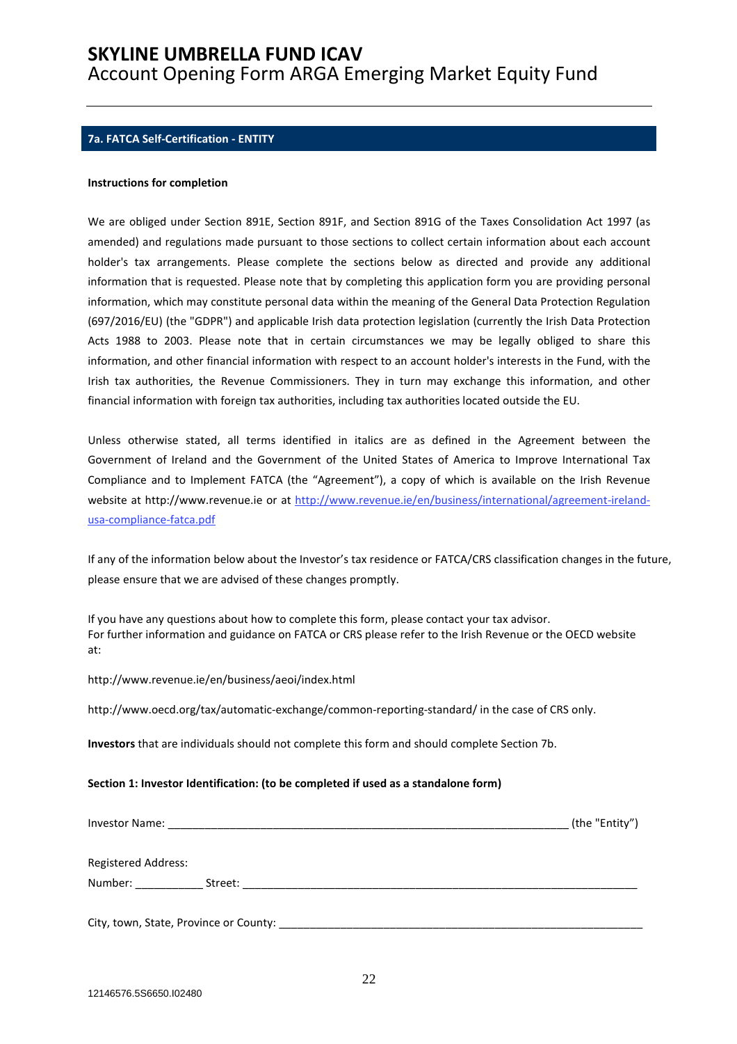## 7a. FATCA Self-Certification - ENTITY

**Instructions for completion**

We are obliged under Section 891E, Section 891F, and Section 891G of the Taxes Consolidation Act 1997 (as amended) and regulations made pursuant to those sections to collect certain information about each account holder's tax arrangements. Please complete the sections below as directed and provide any additional information that is requested. Please note that by completing this application form you are providing personal information, which may constitute personal data within the meaning of the General Data Protection Regulation (697/2016/EU) (the "GDPR") and applicable Irish data protection legislation (currently the Irish Data Protection Acts 1988 to 2003. Please note that in certain circumstances we may be legally obliged to share this information, and other financial information with respect to an account holder's interests in the Fund, with the Irish tax authorities, the Revenue Commissioners. They in turn may exchange this information, and other financial information with foreign tax authorities, including tax authorities located outside the EU.

Unless otherwise stated, all terms identified in italics are as defined in the Agreement between the Government of Ireland and the Government of the United States of America to Improve International Tax Compliance and to Implement FATCA (the "Agreement"), a copy of which is available on the Irish Revenue website at http://www.revenue.ie or at http://www.revenue.ie/en/business/international/agreement-ireland-usa-compliance-fatca.pdf

If any of the information below about the Investor's tax residence or FATCA/CRS classification changes in the future, please ensure that we are advised of these changes promptly.

If you have any questions about how to complete this form, please contact your tax advisor.
For further information and guidance on FATCA or CRS please refer to the Irish Revenue or the OECD website at:

http://www.revenue.ie/en/business/aeoi/index.html

http://www.oecd.org/tax/automatic-exchange/common-reporting-standard/ in the case of CRS only.

**Investors** that are individuals should not complete this form and should complete Section 7b.

**Section 1: Investor Identification: (to be completed if used as a standalone form)**

Investor Name: ____________________________________________________________ (the "Entity")

Registered Address:

Number: ___________ Street: ____________________________________________________________

City, town, State, Province or County: ____________________________________________________________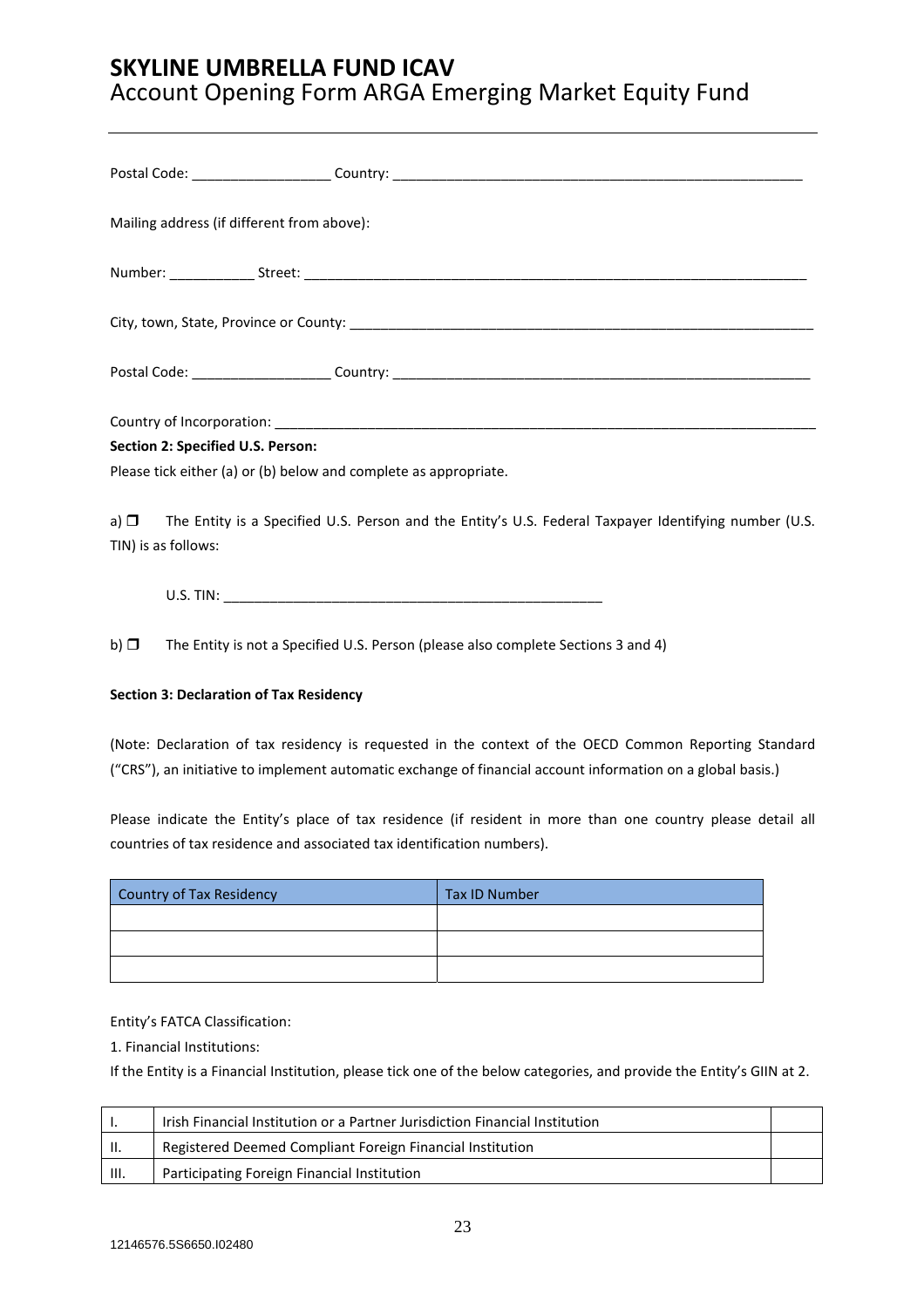Postal Code: __________________ Country: ______________________________________________________

Mailing address (if different from above):

Number: ___________ Street: ____________________________________________________________________

City, town, State, Province or County: _______________________________________________________________

Postal Code: __________________ Country: ________________________________________________________

Country of Incorporation: ______________________________________________________________________

**Section 2: Specified U.S. Person:**

Please tick either (a) or (b) below and complete as appropriate.

a) ☐ The Entity is a Specified U.S. Person and the Entity's U.S. Federal Taxpayer Identifying number (U.S. TIN) is as follows:

U.S. TIN: __________________________________________________

b) ☐ The Entity is not a Specified U.S. Person (please also complete Sections 3 and 4)

**Section 3: Declaration of Tax Residency**

(Note: Declaration of tax residency is requested in the context of the OECD Common Reporting Standard ("CRS"), an initiative to implement automatic exchange of financial account information on a global basis.)

Please indicate the Entity's place of tax residence (if resident in more than one country please detail all countries of tax residence and associated tax identification numbers).

| Country of Tax Residency | Tax ID Number |
|---|---|
| | |
| | |
| | |

Entity's FATCA Classification:

1. Financial Institutions:

If the Entity is a Financial Institution, please tick one of the below categories, and provide the Entity's GIIN at 2.

| | | |
|---|---|---|
| I. | Irish Financial Institution or a Partner Jurisdiction Financial Institution | |
| II. | Registered Deemed Compliant Foreign Financial Institution | |
| III. | Participating Foreign Financial Institution | |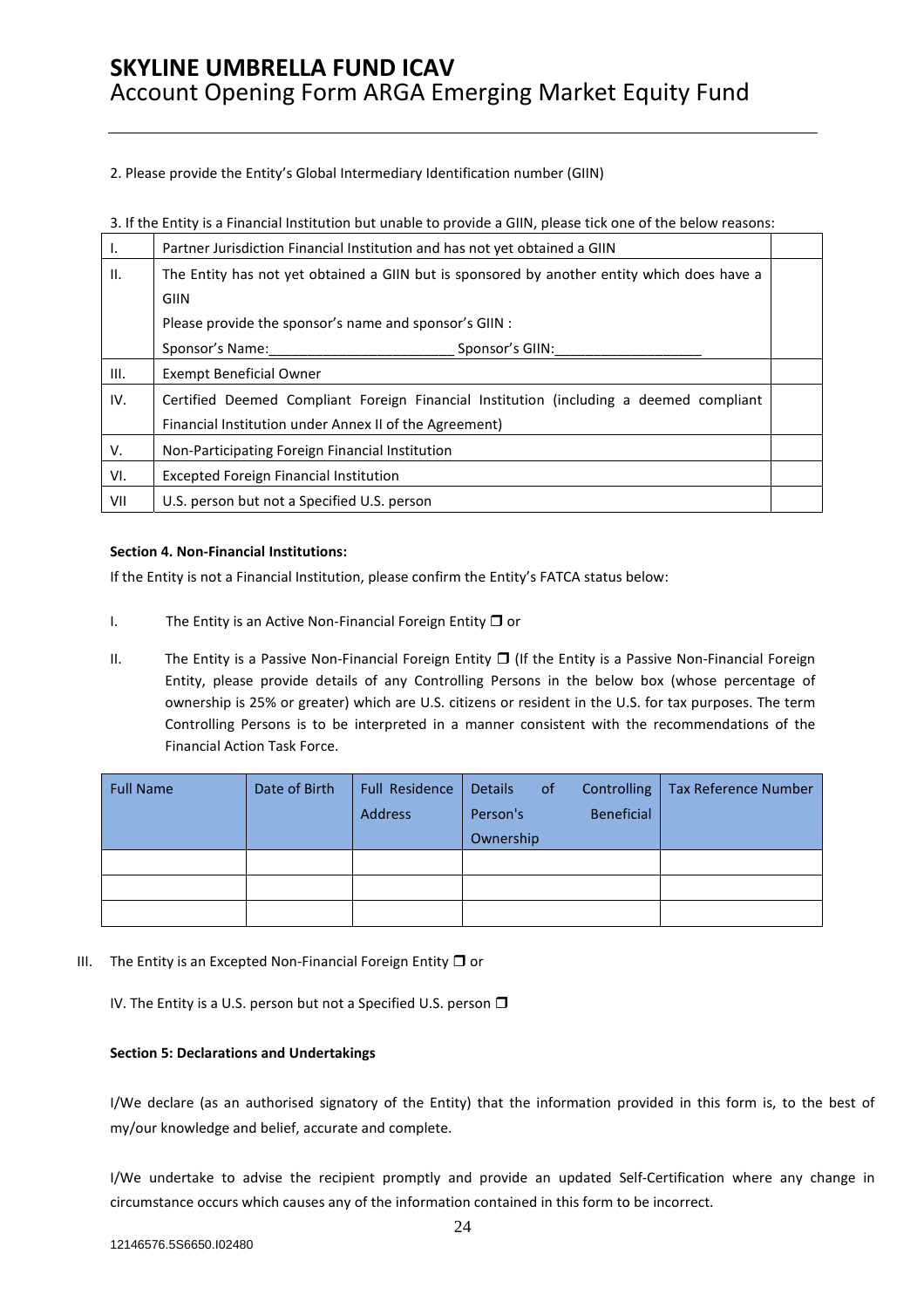2. Please provide the Entity's Global Intermediary Identification number (GIIN)

3. If the Entity is a Financial Institution but unable to provide a GIIN, please tick one of the below reasons:

| | | |
|---|---|---|
| I. | Partner Jurisdiction Financial Institution and has not yet obtained a GIIN | |
| II. | The Entity has not yet obtained a GIIN but is sponsored by another entity which does have a GIIN<br>Please provide the sponsor's name and sponsor's GIIN :<br>Sponsor's Name:________________________ Sponsor's GIIN:___________________ | |
| III. | Exempt Beneficial Owner | |
| IV. | Certified Deemed Compliant Foreign Financial Institution (including a deemed compliant Financial Institution under Annex II of the Agreement) | |
| V. | Non-Participating Foreign Financial Institution | |
| VI. | Excepted Foreign Financial Institution | |
| VII | U.S. person but not a Specified U.S. person | |

**Section 4. Non-Financial Institutions:**

If the Entity is not a Financial Institution, please confirm the Entity's FATCA status below:

I. The Entity is an Active Non-Financial Foreign Entity ❐ or

II. The Entity is a Passive Non-Financial Foreign Entity ❐ (If the Entity is a Passive Non-Financial Foreign Entity, please provide details of any Controlling Persons in the below box (whose percentage of ownership is 25% or greater) which are U.S. citizens or resident in the U.S. for tax purposes. The term Controlling Persons is to be interpreted in a manner consistent with the recommendations of the Financial Action Task Force.

| Full Name | Date of Birth | Full Residence Address | Details of Controlling Person's Beneficial Ownership | Tax Reference Number |
|---|---|---|---|---|
| | | | | |
| | | | | |
| | | | | |

III. The Entity is an Excepted Non-Financial Foreign Entity ❐ or

IV. The Entity is a U.S. person but not a Specified U.S. person ❐

**Section 5: Declarations and Undertakings**

I/We declare (as an authorised signatory of the Entity) that the information provided in this form is, to the best of my/our knowledge and belief, accurate and complete.

I/We undertake to advise the recipient promptly and provide an updated Self-Certification where any change in circumstance occurs which causes any of the information contained in this form to be incorrect.

12146576.5S6650.I02480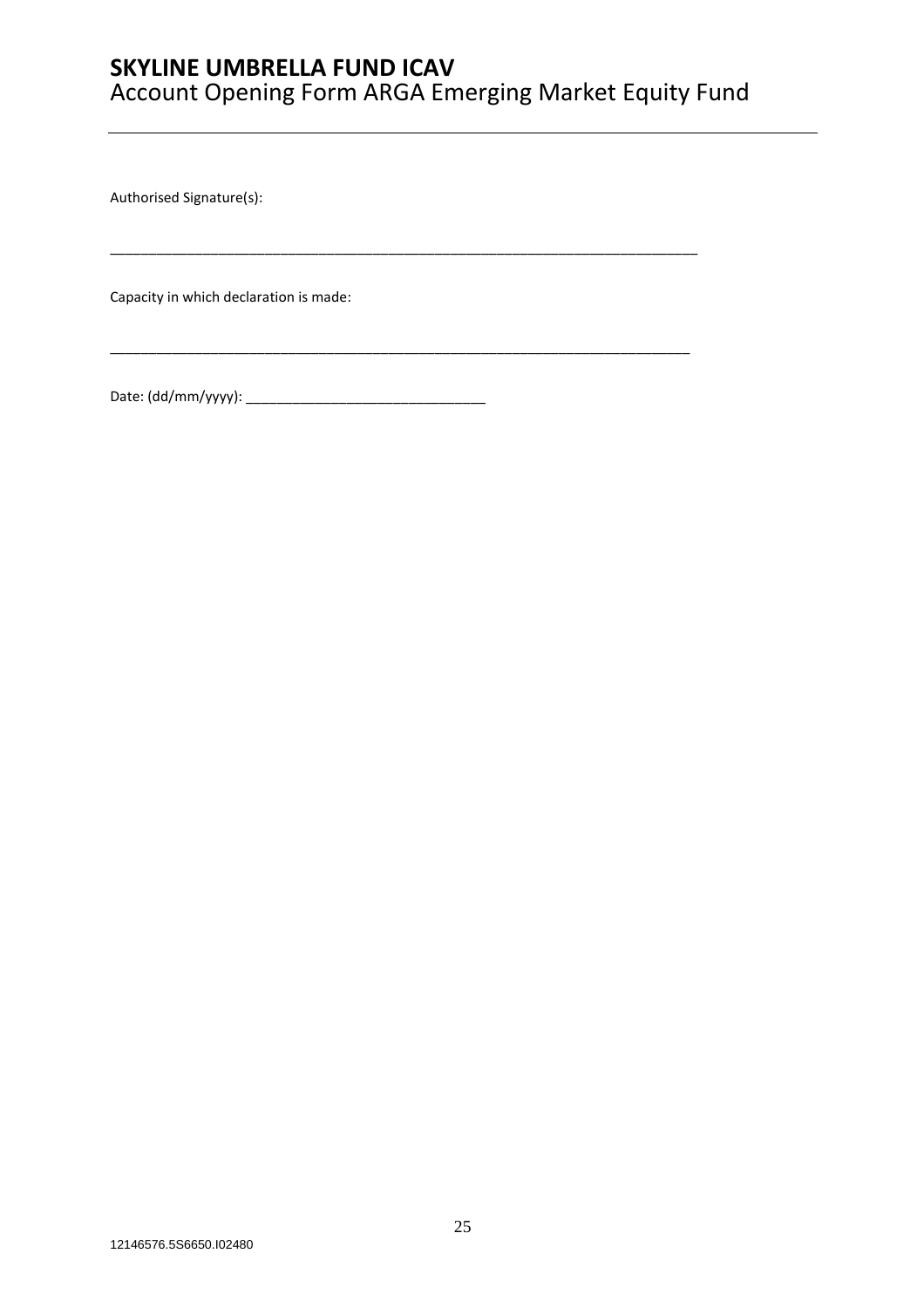Authorised Signature(s):

_____________________________________________________________________________

Capacity in which declaration is made:

_____________________________________________________________________________

Date: (dd/mm/yyyy): ________________________________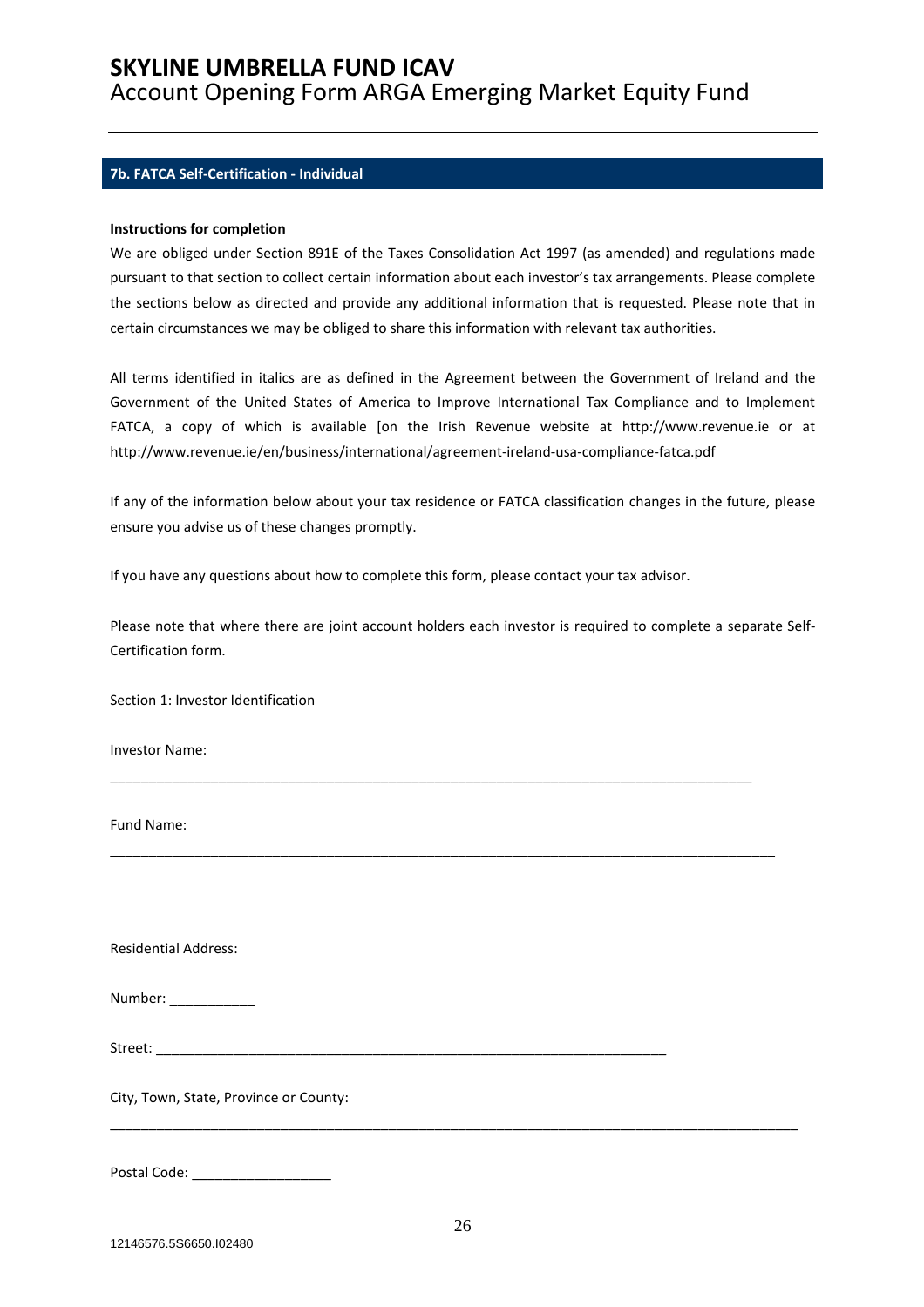## 7b. FATCA Self-Certification - Individual

**Instructions for completion**

We are obliged under Section 891E of the Taxes Consolidation Act 1997 (as amended) and regulations made pursuant to that section to collect certain information about each investor's tax arrangements. Please complete the sections below as directed and provide any additional information that is requested. Please note that in certain circumstances we may be obliged to share this information with relevant tax authorities.

All terms identified in italics are as defined in the Agreement between the Government of Ireland and the Government of the United States of America to Improve International Tax Compliance and to Implement FATCA, a copy of which is available [on the Irish Revenue website at http://www.revenue.ie or at http://www.revenue.ie/en/business/international/agreement-ireland-usa-compliance-fatca.pdf

If any of the information below about your tax residence or FATCA classification changes in the future, please ensure you advise us of these changes promptly.

If you have any questions about how to complete this form, please contact your tax advisor.

Please note that where there are joint account holders each investor is required to complete a separate Self-Certification form.

Section 1: Investor Identification

Investor Name:

_______________________________________________________________________________________

Fund Name:

_______________________________________________________________________________________

Residential Address:

Number: ___________

Street: ______________________________________________________________________

City, Town, State, Province or County:

_______________________________________________________________________________________

Postal Code: __________________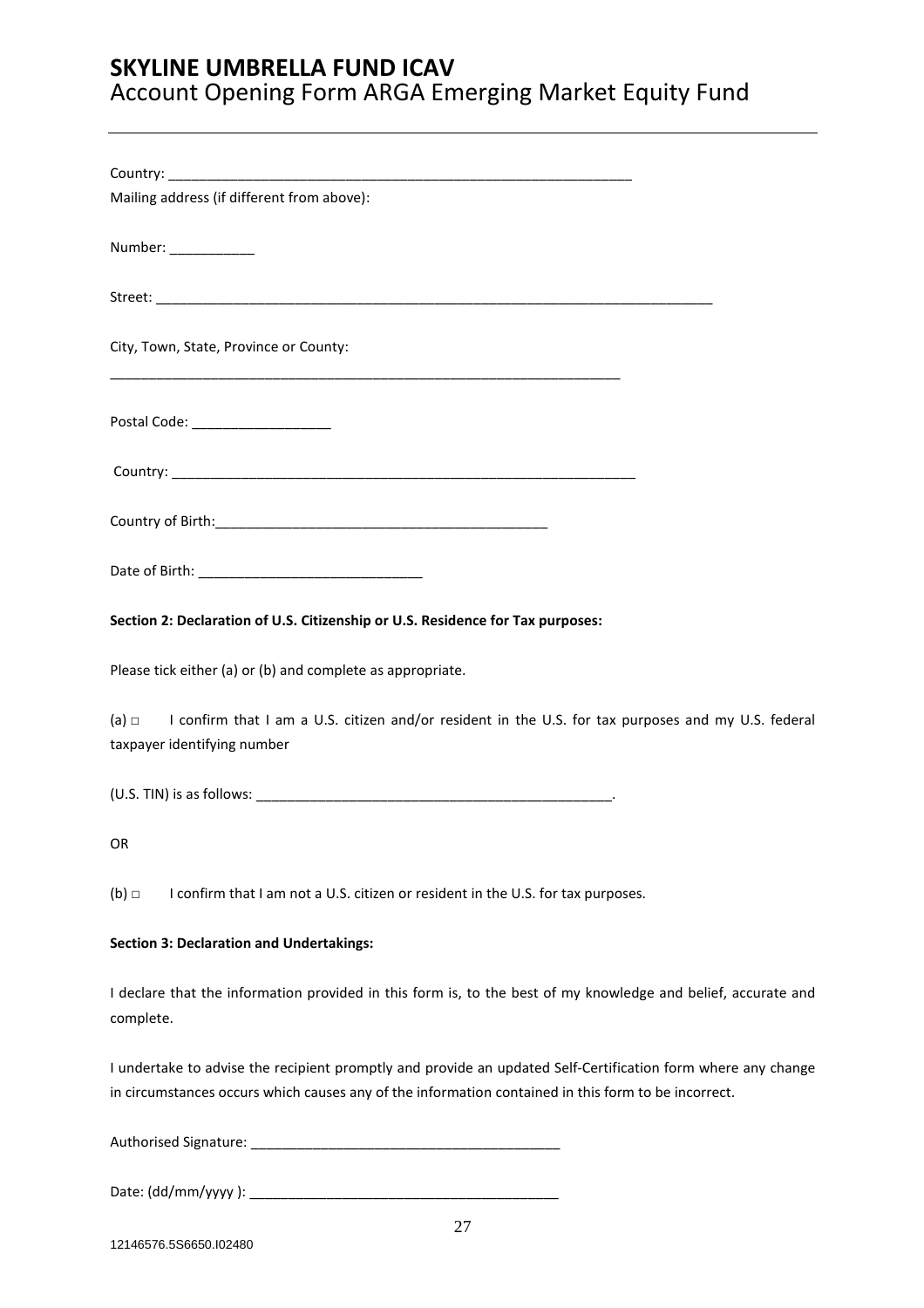Country: ________________________________________________________________

Mailing address (if different from above):

Number: ___________

Street: ___________________________________________________________________________

City, Town, State, Province or County:

_____________________________________________________________________

Postal Code: __________________

Country: ________________________________________________________________

Country of Birth:____________________________________________

Date of Birth: _____________________________

**Section 2: Declaration of U.S. Citizenship or U.S. Residence for Tax purposes:**

Please tick either (a) or (b) and complete as appropriate.

(a) □ I confirm that I am a U.S. citizen and/or resident in the U.S. for tax purposes and my U.S. federal taxpayer identifying number

(U.S. TIN) is as follows: ________________________________________________.

OR

(b) □ I confirm that I am not a U.S. citizen or resident in the U.S. for tax purposes.

**Section 3: Declaration and Undertakings:**

I declare that the information provided in this form is, to the best of my knowledge and belief, accurate and complete.

I undertake to advise the recipient promptly and provide an updated Self-Certification form where any change in circumstances occurs which causes any of the information contained in this form to be incorrect.

Authorised Signature: ________________________________________

Date: (dd/mm/yyyy ): ________________________________________

12146576.5S6650.I02480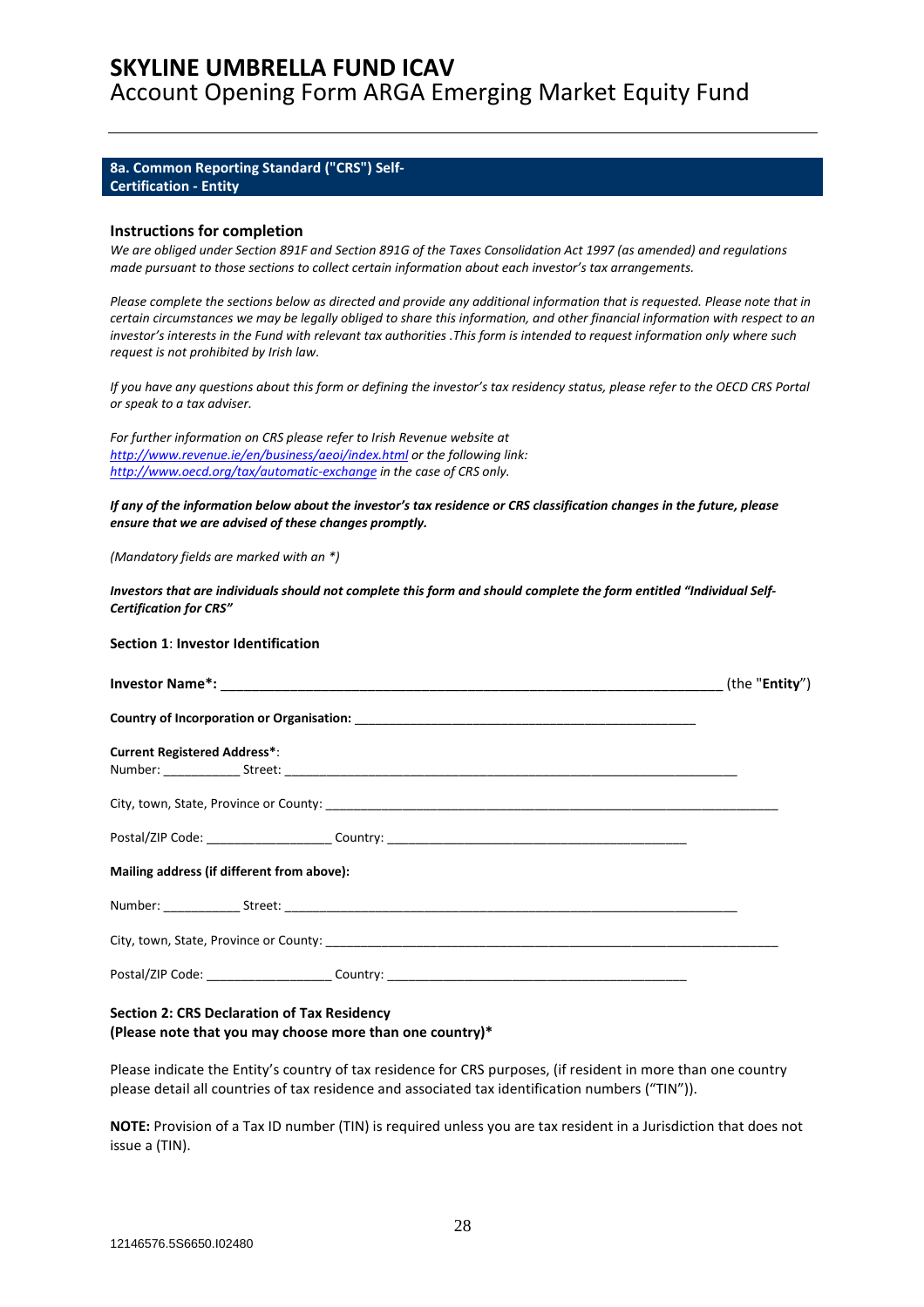# SKYLINE UMBRELLA FUND ICAV
Account Opening Form ARGA Emerging Market Equity Fund

## 8a. Common Reporting Standard ("CRS") Self-Certification - Entity

### Instructions for completion

*We are obliged under Section 891F and Section 891G of the Taxes Consolidation Act 1997 (as amended) and regulations made pursuant to those sections to collect certain information about each investor's tax arrangements.*

*Please complete the sections below as directed and provide any additional information that is requested. Please note that in certain circumstances we may be legally obliged to share this information, and other financial information with respect to an investor's interests in the Fund with relevant tax authorities .This form is intended to request information only where such request is not prohibited by Irish law.*

*If you have any questions about this form or defining the investor's tax residency status, please refer to the OECD CRS Portal or speak to a tax adviser.*

*For further information on CRS please refer to Irish Revenue website at [http://www.revenue.ie/en/business/aeoi/index.html](http://www.revenue.ie/en/business/aeoi/index.html) or the following link: [http://www.oecd.org/tax/automatic-exchange](http://www.oecd.org/tax/automatic-exchange) in the case of CRS only.*

***If any of the information below about the investor's tax residence or CRS classification changes in the future, please ensure that we are advised of these changes promptly.***

*(Mandatory fields are marked with an *)*

***Investors that are individuals should not complete this form and should complete the form entitled "Individual Self-Certification for CRS"***

**Section 1**: **Investor Identification**

**Investor Name*:** ____________________________________________________________________ (the "**Entity**")

**Country of Incorporation or Organisation:** _________________________________________________

**Current Registered Address***:
Number: ___________ Street: ____________________________________________________________________

City, town, State, Province or County: ____________________________________________________________________

Postal/ZIP Code: __________________ Country: ___________________________________________

**Mailing address (if different from above):**

Number: ___________ Street: ____________________________________________________________________

City, town, State, Province or County: ____________________________________________________________________

Postal/ZIP Code: __________________ Country: ___________________________________________

**Section 2: CRS Declaration of Tax Residency**
**(Please note that you may choose more than one country)***

Please indicate the Entity's country of tax residence for CRS purposes, (if resident in more than one country please detail all countries of tax residence and associated tax identification numbers ("TIN")).

**NOTE:** Provision of a Tax ID number (TIN) is required unless you are tax resident in a Jurisdiction that does not issue a (TIN).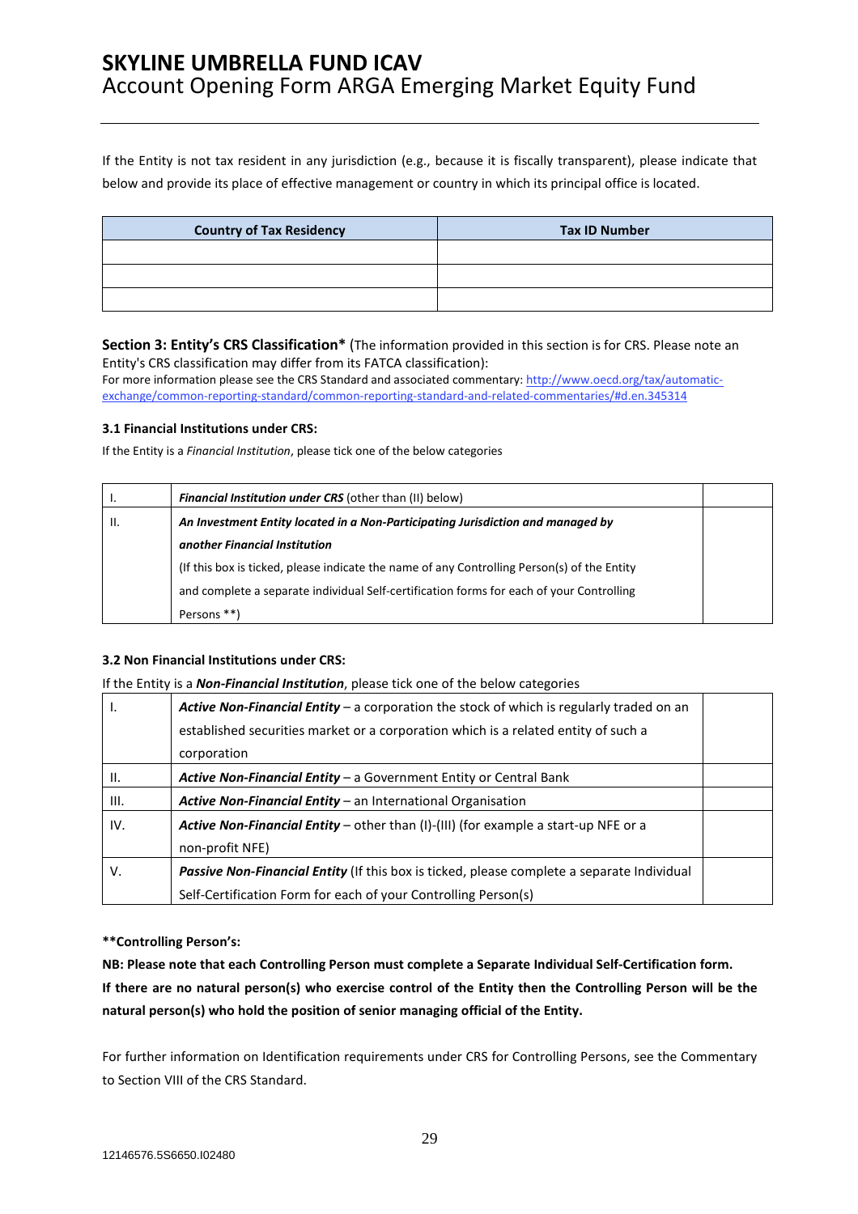If the Entity is not tax resident in any jurisdiction (e.g., because it is fiscally transparent), please indicate that below and provide its place of effective management or country in which its principal office is located.

| Country of Tax Residency | Tax ID Number |
|---|---|
| | |
| | |
| | |

**Section 3: Entity's CRS Classification*** (The information provided in this section is for CRS. Please note an Entity's CRS classification may differ from its FATCA classification):

For more information please see the CRS Standard and associated commentary: http://www.oecd.org/tax/automatic-exchange/common-reporting-standard/common-reporting-standard-and-related-commentaries/#d.en.345314

**3.1 Financial Institutions under CRS:**

If the Entity is a *Financial Institution*, please tick one of the below categories

| | | |
|---|---|---|
| I. | ***Financial Institution under CRS*** (other than (II) below) | |
| II. | ***An Investment Entity located in a Non-Participating Jurisdiction and managed by another Financial Institution*** (If this box is ticked, please indicate the name of any Controlling Person(s) of the Entity and complete a separate individual Self-certification forms for each of your Controlling Persons **) | |

**3.2 Non Financial Institutions under CRS:**

If the Entity is a ***Non-Financial Institution***, please tick one of the below categories

| | | |
|---|---|---|
| I. | ***Active Non-Financial Entity*** – a corporation the stock of which is regularly traded on an established securities market or a corporation which is a related entity of such a corporation | |
| II. | ***Active Non-Financial Entity*** – a Government Entity or Central Bank | |
| III. | ***Active Non-Financial Entity*** – an International Organisation | |
| IV. | ***Active Non-Financial Entity*** – other than (I)-(III) (for example a start-up NFE or a non-profit NFE) | |
| V. | ***Passive Non-Financial Entity*** (If this box is ticked, please complete a separate Individual Self-Certification Form for each of your Controlling Person(s) | |

****Controlling Person's:**

**NB: Please note that each Controlling Person must complete a Separate Individual Self-Certification form.**

**If there are no natural person(s) who exercise control of the Entity then the Controlling Person will be the natural person(s) who hold the position of senior managing official of the Entity.**

For further information on Identification requirements under CRS for Controlling Persons, see the Commentary to Section VIII of the CRS Standard.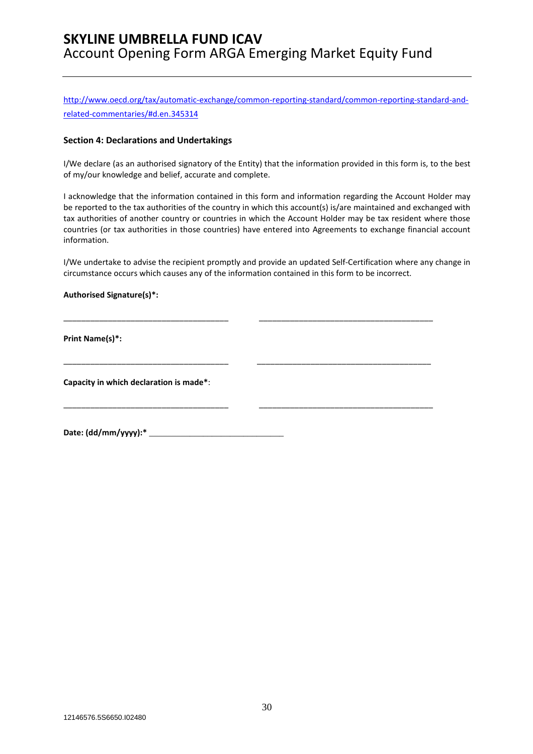http://www.oecd.org/tax/automatic-exchange/common-reporting-standard/common-reporting-standard-and-related-commentaries/#d.en.345314

**Section 4: Declarations and Undertakings**

I/We declare (as an authorised signatory of the Entity) that the information provided in this form is, to the best of my/our knowledge and belief, accurate and complete.

I acknowledge that the information contained in this form and information regarding the Account Holder may be reported to the tax authorities of the country in which this account(s) is/are maintained and exchanged with tax authorities of another country or countries in which the Account Holder may be tax resident where those countries (or tax authorities in those countries) have entered into Agreements to exchange financial account information.

I/We undertake to advise the recipient promptly and provide an updated Self-Certification where any change in circumstance occurs which causes any of the information contained in this form to be incorrect.

**Authorised Signature(s)*:**

_____________________________________ _______________________________________

**Print Name(s)*:**

_____________________________________ _______________________________________

**Capacity in which declaration is made***:

_____________________________________ _______________________________________

**Date: (dd/mm/yyyy):*** ______________________________

12146576.5S6650.I02480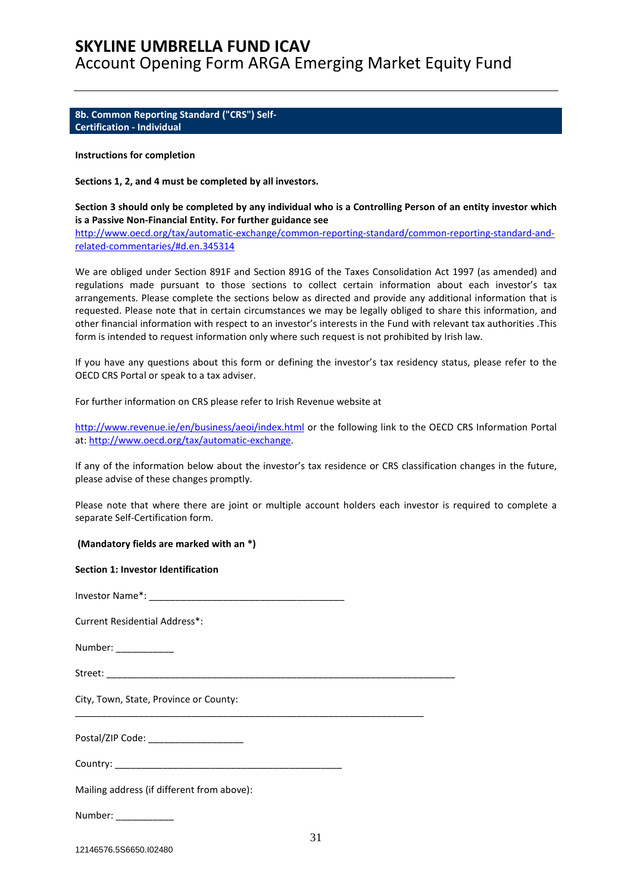# SKYLINE UMBRELLA FUND ICAV

Account Opening Form ARGA Emerging Market Equity Fund

## 8b. Common Reporting Standard ("CRS") Self-Certification - Individual

**Instructions for completion**

**Sections 1, 2, and 4 must be completed by all investors.**

**Section 3 should only be completed by any individual who is a Controlling Person of an entity investor which is a Passive Non-Financial Entity. For further guidance see** http://www.oecd.org/tax/automatic-exchange/common-reporting-standard/common-reporting-standard-and-related-commentaries/#d.en.345314

We are obliged under Section 891F and Section 891G of the Taxes Consolidation Act 1997 (as amended) and regulations made pursuant to those sections to collect certain information about each investor's tax arrangements. Please complete the sections below as directed and provide any additional information that is requested. Please note that in certain circumstances we may be legally obliged to share this information, and other financial information with respect to an investor's interests in the Fund with relevant tax authorities .This form is intended to request information only where such request is not prohibited by Irish law.

If you have any questions about this form or defining the investor's tax residency status, please refer to the OECD CRS Portal or speak to a tax adviser.

For further information on CRS please refer to Irish Revenue website at

http://www.revenue.ie/en/business/aeoi/index.html or the following link to the OECD CRS Information Portal at: http://www.oecd.org/tax/automatic-exchange.

If any of the information below about the investor's tax residence or CRS classification changes in the future, please advise of these changes promptly.

Please note that where there are joint or multiple account holders each investor is required to complete a separate Self-Certification form.

**(Mandatory fields are marked with an *)**

**Section 1: Investor Identification**

Investor Name*: _____________________________________

Current Residential Address*:

Number: ___________

Street: ___________________________________________________________________

City, Town, State, Province or County:

_________________________________________________________________

Postal/ZIP Code: __________________

Country: ___________________________________________

Mailing address (if different from above):

Number: ___________

12146576.5S6650.I02480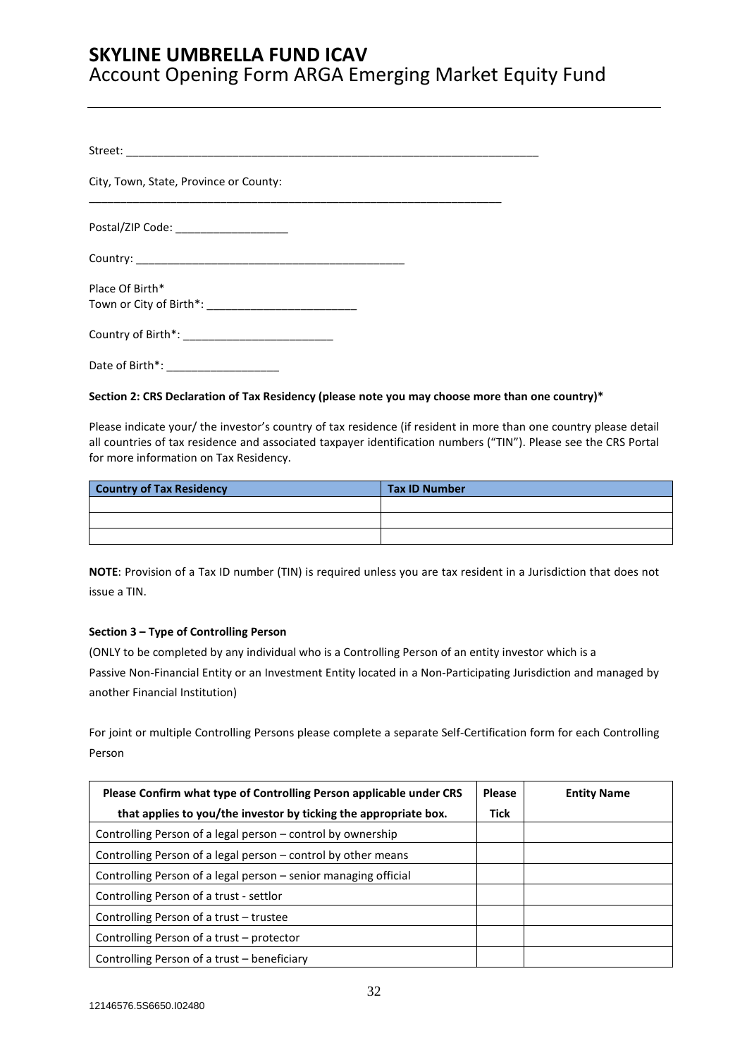# SKYLINE UMBRELLA FUND ICAV

Account Opening Form ARGA Emerging Market Equity Fund

Street: ___________________________________________________________________

City, Town, State, Province or County:

___________________________________________________________________

Postal/ZIP Code: _________________

Country: ___________________________________________

Place Of Birth*

Town or City of Birth*: _______________________

Country of Birth*: _______________________

Date of Birth*: _________________

**Section 2: CRS Declaration of Tax Residency (please note you may choose more than one country)***

Please indicate your/ the investor's country of tax residence (if resident in more than one country please detail all countries of tax residence and associated taxpayer identification numbers ("TIN"). Please see the CRS Portal for more information on Tax Residency.

| Country of Tax Residency | Tax ID Number |
|---|---|
| | |
| | |
| | |

**NOTE**: Provision of a Tax ID number (TIN) is required unless you are tax resident in a Jurisdiction that does not issue a TIN.

**Section 3 – Type of Controlling Person**

(ONLY to be completed by any individual who is a Controlling Person of an entity investor which is a Passive Non-Financial Entity or an Investment Entity located in a Non-Participating Jurisdiction and managed by another Financial Institution)

For joint or multiple Controlling Persons please complete a separate Self-Certification form for each Controlling Person

| Please Confirm what type of Controlling Person applicable under CRS that applies to you/the investor by ticking the appropriate box. | Please Tick | Entity Name |
|---|---|---|
| Controlling Person of a legal person – control by ownership | | |
| Controlling Person of a legal person – control by other means | | |
| Controlling Person of a legal person – senior managing official | | |
| Controlling Person of a trust - settlor | | |
| Controlling Person of a trust – trustee | | |
| Controlling Person of a trust – protector | | |
| Controlling Person of a trust – beneficiary | | |

12146576.5S6650.I02480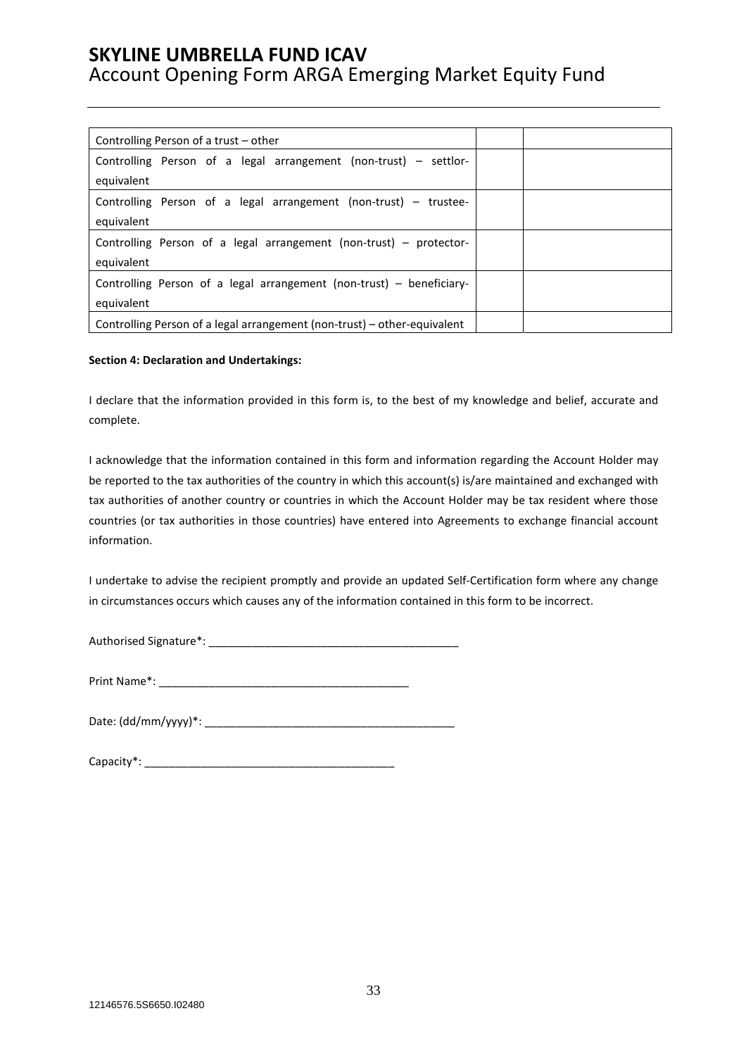| Controlling Person of a trust – other | | |
|---|---|---|
| Controlling Person of a legal arrangement (non-trust) – settlor-equivalent | | |
| Controlling Person of a legal arrangement (non-trust) – trustee-equivalent | | |
| Controlling Person of a legal arrangement (non-trust) – protector-equivalent | | |
| Controlling Person of a legal arrangement (non-trust) – beneficiary-equivalent | | |
| Controlling Person of a legal arrangement (non-trust) – other-equivalent | | |

**Section 4: Declaration and Undertakings:**

I declare that the information provided in this form is, to the best of my knowledge and belief, accurate and complete.

I acknowledge that the information contained in this form and information regarding the Account Holder may be reported to the tax authorities of the country in which this account(s) is/are maintained and exchanged with tax authorities of another country or countries in which the Account Holder may be tax resident where those countries (or tax authorities in those countries) have entered into Agreements to exchange financial account information.

I undertake to advise the recipient promptly and provide an updated Self-Certification form where any change in circumstances occurs which causes any of the information contained in this form to be incorrect.

Authorised Signature*: ________________________________________

Print Name*: ________________________________________

Date: (dd/mm/yyyy)*: ________________________________________

Capacity*: ________________________________________

12146576.5S6650.I02480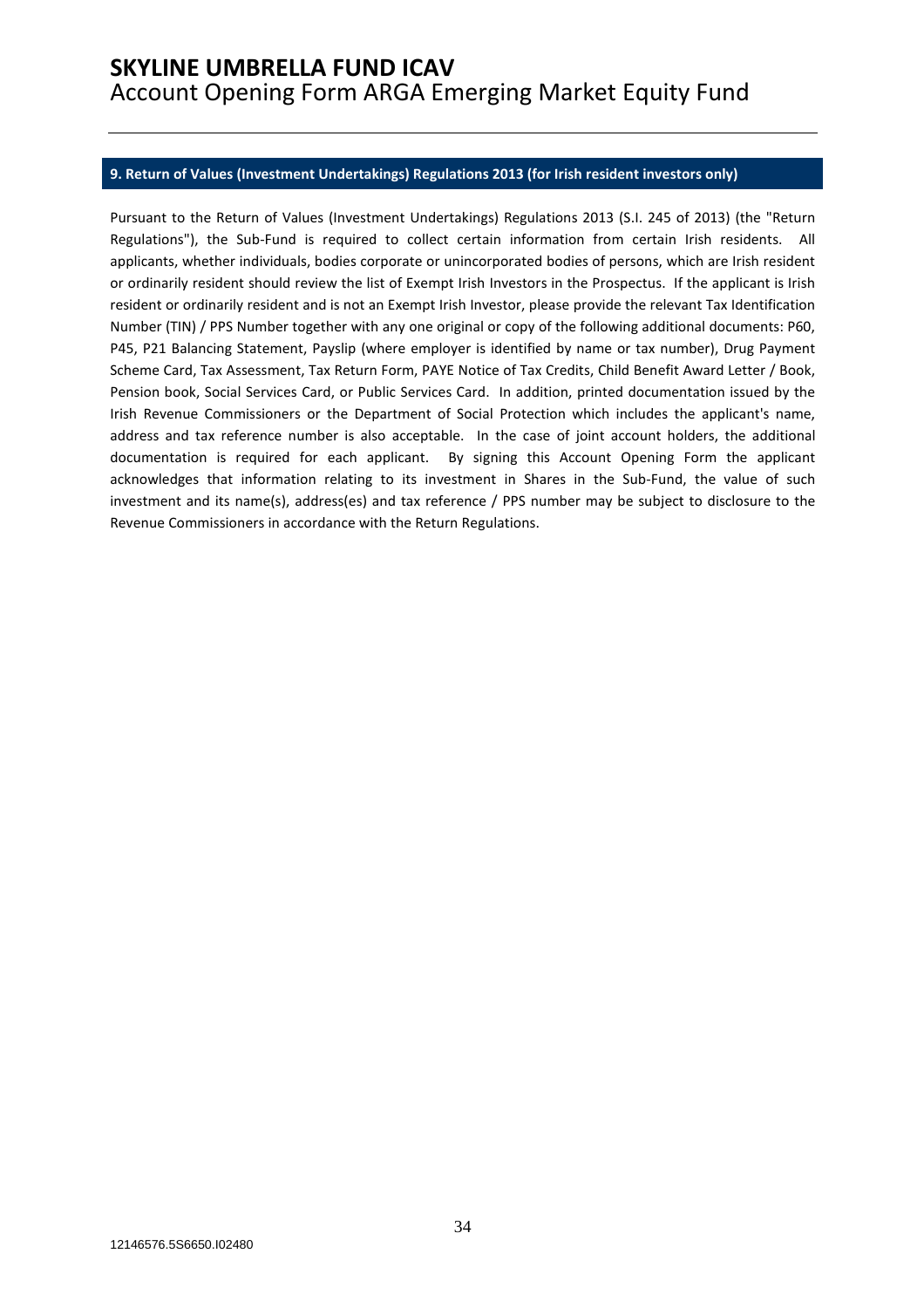## 9. Return of Values (Investment Undertakings) Regulations 2013 (for Irish resident investors only)

Pursuant to the Return of Values (Investment Undertakings) Regulations 2013 (S.I. 245 of 2013) (the "Return Regulations"), the Sub-Fund is required to collect certain information from certain Irish residents. All applicants, whether individuals, bodies corporate or unincorporated bodies of persons, which are Irish resident or ordinarily resident should review the list of Exempt Irish Investors in the Prospectus. If the applicant is Irish resident or ordinarily resident and is not an Exempt Irish Investor, please provide the relevant Tax Identification Number (TIN) / PPS Number together with any one original or copy of the following additional documents: P60, P45, P21 Balancing Statement, Payslip (where employer is identified by name or tax number), Drug Payment Scheme Card, Tax Assessment, Tax Return Form, PAYE Notice of Tax Credits, Child Benefit Award Letter / Book, Pension book, Social Services Card, or Public Services Card. In addition, printed documentation issued by the Irish Revenue Commissioners or the Department of Social Protection which includes the applicant's name, address and tax reference number is also acceptable. In the case of joint account holders, the additional documentation is required for each applicant. By signing this Account Opening Form the applicant acknowledges that information relating to its investment in Shares in the Sub-Fund, the value of such investment and its name(s), address(es) and tax reference / PPS number may be subject to disclosure to the Revenue Commissioners in accordance with the Return Regulations.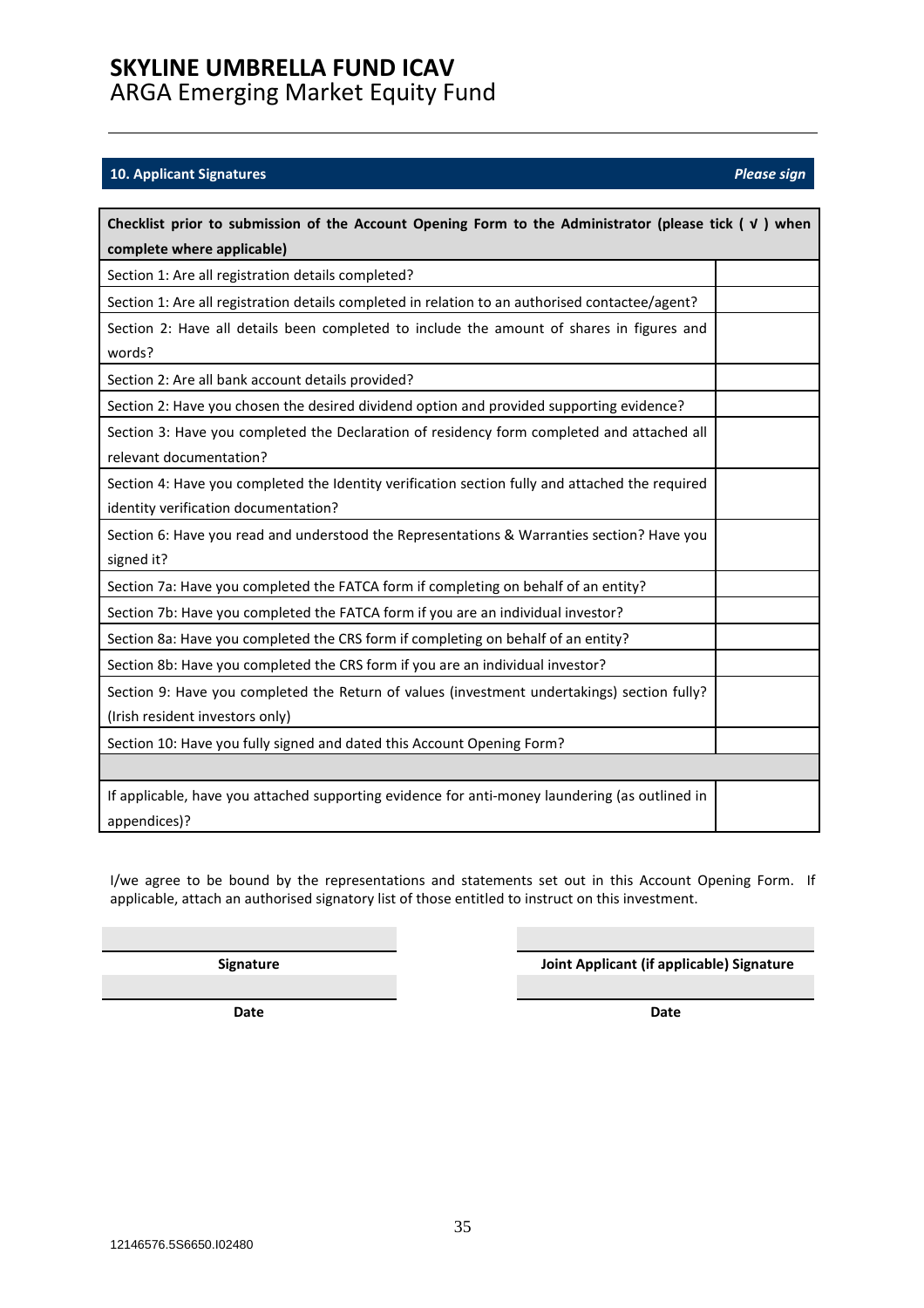# SKYLINE UMBRELLA FUND ICAV
ARGA Emerging Market Equity Fund

## 10. Applicant Signatures *Please sign*

| Checklist prior to submission of the Account Opening Form to the Administrator (please tick ( √ ) when complete where applicable) | |
|---|---|
| Section 1: Are all registration details completed? | |
| Section 1: Are all registration details completed in relation to an authorised contactee/agent? | |
| Section 2: Have all details been completed to include the amount of shares in figures and words? | |
| Section 2: Are all bank account details provided? | |
| Section 2: Have you chosen the desired dividend option and provided supporting evidence? | |
| Section 3: Have you completed the Declaration of residency form completed and attached all relevant documentation? | |
| Section 4: Have you completed the Identity verification section fully and attached the required identity verification documentation? | |
| Section 6: Have you read and understood the Representations & Warranties section? Have you signed it? | |
| Section 7a: Have you completed the FATCA form if completing on behalf of an entity? | |
| Section 7b: Have you completed the FATCA form if you are an individual investor? | |
| Section 8a: Have you completed the CRS form if completing on behalf of an entity? | |
| Section 8b: Have you completed the CRS form if you are an individual investor? | |
| Section 9: Have you completed the Return of values (investment undertakings) section fully? (Irish resident investors only) | |
| Section 10: Have you fully signed and dated this Account Opening Form? | |
| | |
| If applicable, have you attached supporting evidence for anti-money laundering (as outlined in appendices)? | |

I/we agree to be bound by the representations and statements set out in this Account Opening Form. If applicable, attach an authorised signatory list of those entitled to instruct on this investment.

| | |
|---|---|
| **Signature** | **Joint Applicant (if applicable) Signature** |
| **Date** | **Date** |

12146576.5S6650.I02480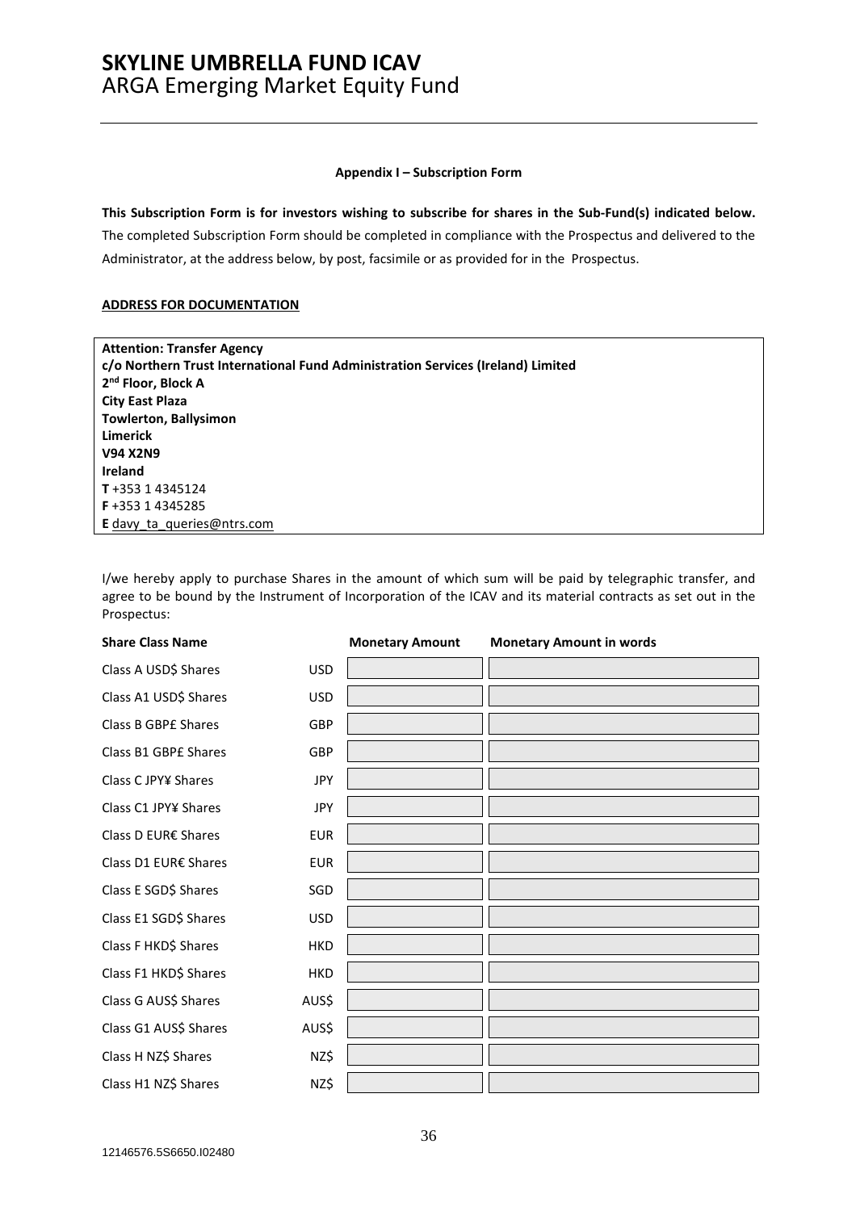**Appendix I – Subscription Form**

**This Subscription Form is for investors wishing to subscribe for shares in the Sub-Fund(s) indicated below.** The completed Subscription Form should be completed in compliance with the Prospectus and delivered to the Administrator, at the address below, by post, facsimile or as provided for in the Prospectus.

**ADDRESS FOR DOCUMENTATION**

**Attention: Transfer Agency**
**c/o Northern Trust International Fund Administration Services (Ireland) Limited**
**2nd Floor, Block A**
**City East Plaza**
**Towlerton, Ballysimon**
**Limerick**
**V94 X2N9**
**Ireland**
**T** +353 1 4345124
**F** +353 1 4345285
**E** davy_ta_queries@ntrs.com

I/we hereby apply to purchase Shares in the amount of which sum will be paid by telegraphic transfer, and agree to be bound by the Instrument of Incorporation of the ICAV and its material contracts as set out in the Prospectus:

| Share Class Name | | Monetary Amount | Monetary Amount in words |
|---|---|---|---|
| Class A USD$ Shares | USD | | |
| Class A1 USD$ Shares | USD | | |
| Class B GBP£ Shares | GBP | | |
| Class B1 GBP£ Shares | GBP | | |
| Class C JPY¥ Shares | JPY | | |
| Class C1 JPY¥ Shares | JPY | | |
| Class D EUR€ Shares | EUR | | |
| Class D1 EUR€ Shares | EUR | | |
| Class E SGD$ Shares | SGD | | |
| Class E1 SGD$ Shares | USD | | |
| Class F HKD$ Shares | HKD | | |
| Class F1 HKD$ Shares | HKD | | |
| Class G AUS$ Shares | AUS$ | | |
| Class G1 AUS$ Shares | AUS$ | | |
| Class H NZ$ Shares | NZ$ | | |
| Class H1 NZ$ Shares | NZ$ | | |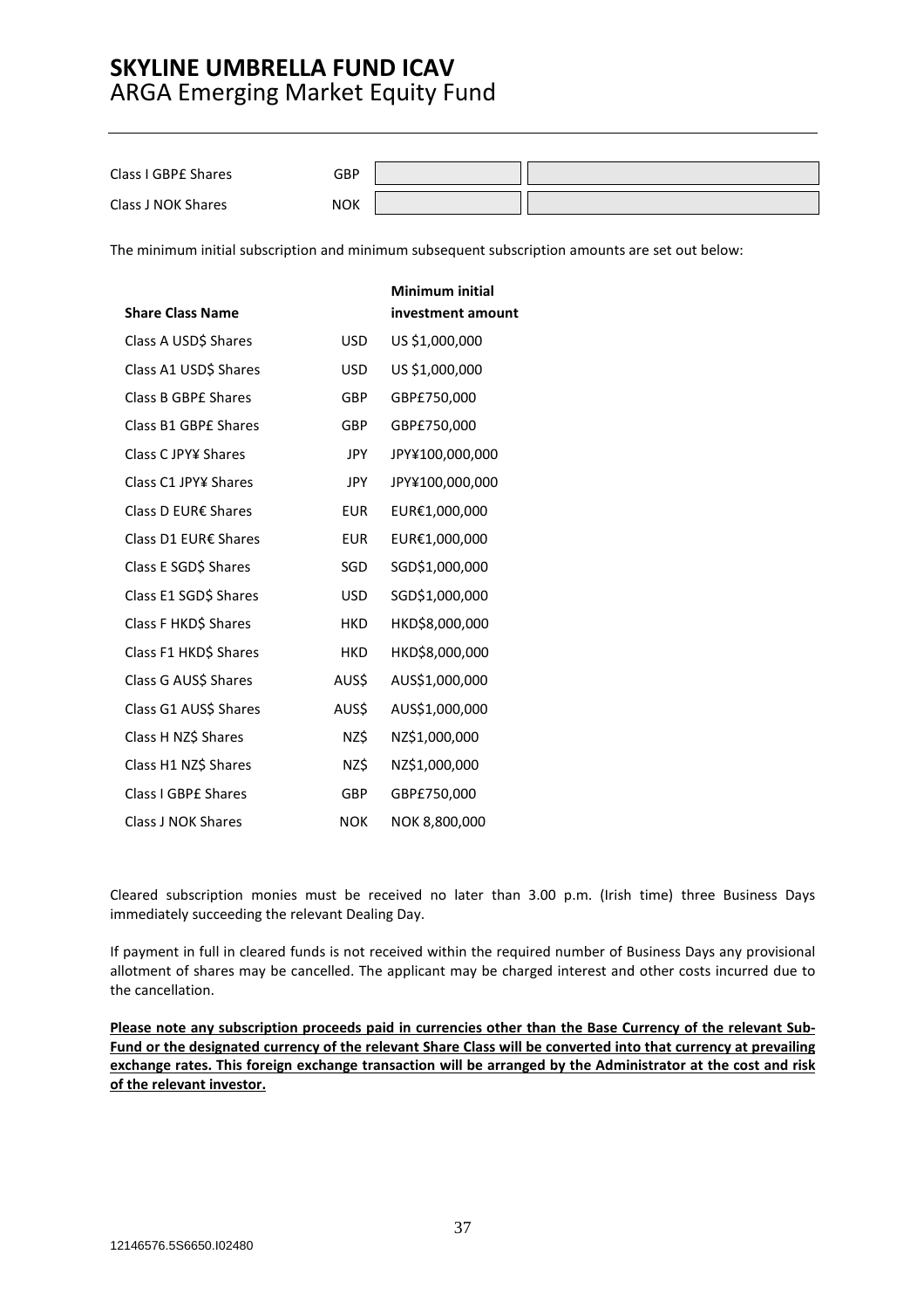| | | | |
|---|---|---|---|
| Class I GBP£ Shares | GBP | | |
| Class J NOK Shares | NOK | | |

The minimum initial subscription and minimum subsequent subscription amounts are set out below:

| Share Class Name | | Minimum initial investment amount |
|---|---|---|
| Class A USD$ Shares | USD | US $1,000,000 |
| Class A1 USD$ Shares | USD | US $1,000,000 |
| Class B GBP£ Shares | GBP | GBP£750,000 |
| Class B1 GBP£ Shares | GBP | GBP£750,000 |
| Class C JPY¥ Shares | JPY | JPY¥100,000,000 |
| Class C1 JPY¥ Shares | JPY | JPY¥100,000,000 |
| Class D EUR€ Shares | EUR | EUR€1,000,000 |
| Class D1 EUR€ Shares | EUR | EUR€1,000,000 |
| Class E SGD$ Shares | SGD | SGD$1,000,000 |
| Class E1 SGD$ Shares | USD | SGD$1,000,000 |
| Class F HKD$ Shares | HKD | HKD$8,000,000 |
| Class F1 HKD$ Shares | HKD | HKD$8,000,000 |
| Class G AUS$ Shares | AUS$ | AUS$1,000,000 |
| Class G1 AUS$ Shares | AUS$ | AUS$1,000,000 |
| Class H NZ$ Shares | NZ$ | NZ$1,000,000 |
| Class H1 NZ$ Shares | NZ$ | NZ$1,000,000 |
| Class I GBP£ Shares | GBP | GBP£750,000 |
| Class J NOK Shares | NOK | NOK 8,800,000 |

Cleared subscription monies must be received no later than 3.00 p.m. (Irish time) three Business Days immediately succeeding the relevant Dealing Day.

If payment in full in cleared funds is not received within the required number of Business Days any provisional allotment of shares may be cancelled. The applicant may be charged interest and other costs incurred due to the cancellation.

**Please note any subscription proceeds paid in currencies other than the Base Currency of the relevant Sub-Fund or the designated currency of the relevant Share Class will be converted into that currency at prevailing exchange rates. This foreign exchange transaction will be arranged by the Administrator at the cost and risk of the relevant investor.**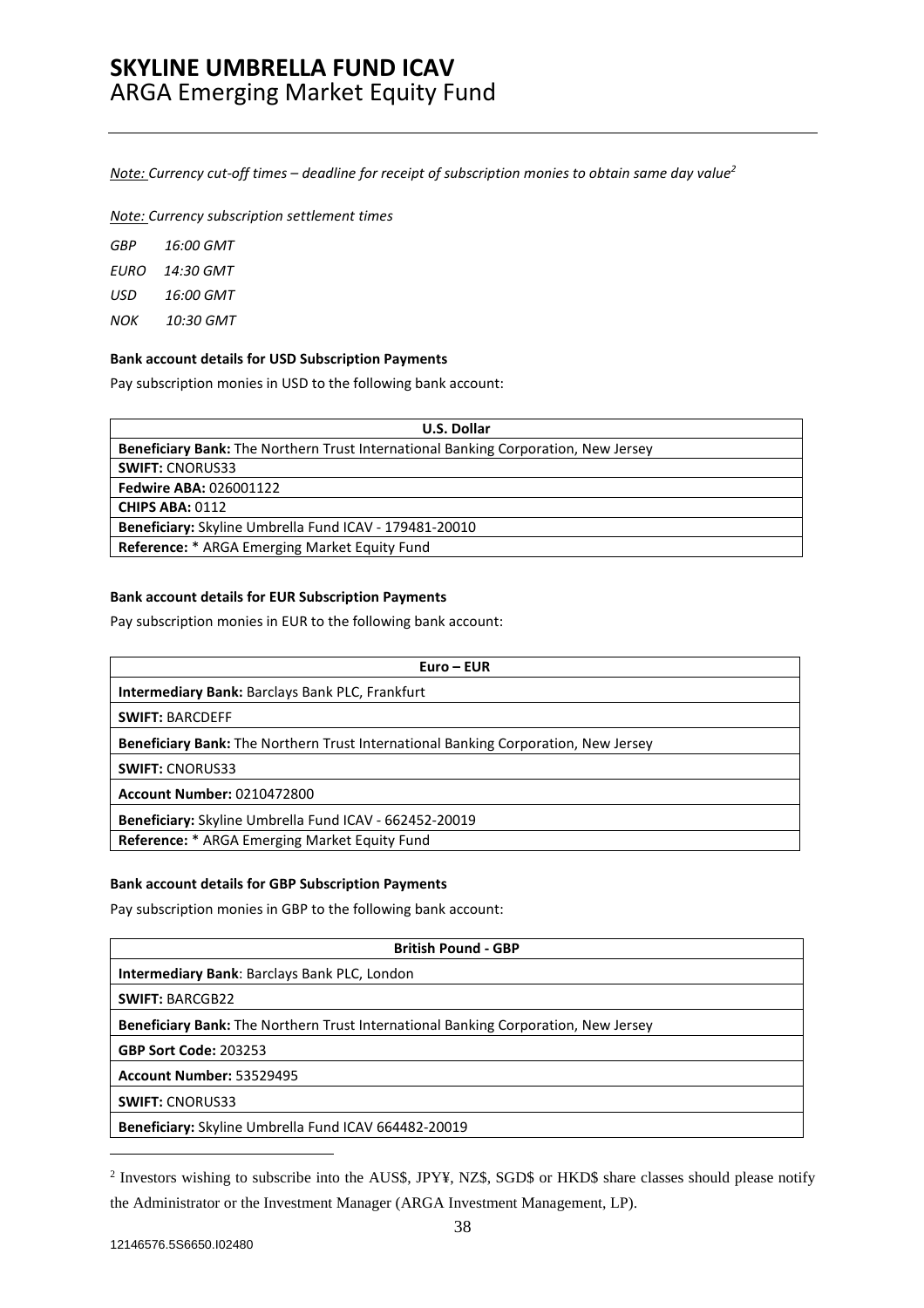*Note: Currency cut-off times – deadline for receipt of subscription monies to obtain same day value*[2]

*Note: Currency subscription settlement times*

*GBP 16:00 GMT*

*EURO 14:30 GMT*

*USD 16:00 GMT*

*NOK 10:30 GMT*

**Bank account details for USD Subscription Payments**

Pay subscription monies in USD to the following bank account:

| U.S. Dollar |
|---|
| **Beneficiary Bank:** The Northern Trust International Banking Corporation, New Jersey |
| **SWIFT:** CNORUS33 |
| **Fedwire ABA:** 026001122 |
| **CHIPS ABA:** 0112 |
| **Beneficiary:** Skyline Umbrella Fund ICAV - 179481-20010 |
| **Reference:** * ARGA Emerging Market Equity Fund |

**Bank account details for EUR Subscription Payments**

Pay subscription monies in EUR to the following bank account:

| Euro – EUR |
|---|
| **Intermediary Bank:** Barclays Bank PLC, Frankfurt |
| **SWIFT:** BARCDEFF |
| **Beneficiary Bank:** The Northern Trust International Banking Corporation, New Jersey |
| **SWIFT:** CNORUS33 |
| **Account Number:** 0210472800 |
| **Beneficiary:** Skyline Umbrella Fund ICAV - 662452-20019 |
| **Reference:** * ARGA Emerging Market Equity Fund |

**Bank account details for GBP Subscription Payments**

Pay subscription monies in GBP to the following bank account:

| British Pound - GBP |
|---|
| **Intermediary Bank**: Barclays Bank PLC, London |
| **SWIFT:** BARCGB22 |
| **Beneficiary Bank:** The Northern Trust International Banking Corporation, New Jersey |
| **GBP Sort Code:** 203253 |
| **Account Number:** 53529495 |
| **SWIFT:** CNORUS33 |
| **Beneficiary:** Skyline Umbrella Fund ICAV 664482-20019 |

[2] Investors wishing to subscribe into the AUS$, JPY¥, NZ$, SGD$ or HKD$ share classes should please notify the Administrator or the Investment Manager (ARGA Investment Management, LP).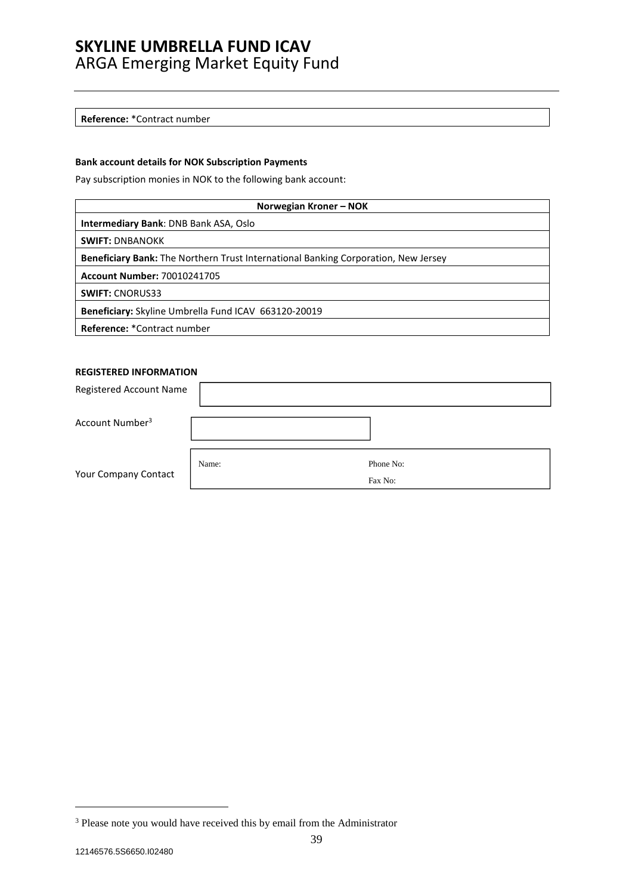| Reference: *Contract number |
|---|

**Bank account details for NOK Subscription Payments**

Pay subscription monies in NOK to the following bank account:

| Norwegian Kroner – NOK |
|---|
| **Intermediary Bank**: DNB Bank ASA, Oslo |
| **SWIFT:** DNBANOKK |
| **Beneficiary Bank:** The Northern Trust International Banking Corporation, New Jersey |
| **Account Number:** 70010241705 |
| **SWIFT:** CNORUS33 |
| **Beneficiary:** Skyline Umbrella Fund ICAV 663120-20019 |
| **Reference:** *Contract number |

**REGISTERED INFORMATION**

| | | |
|---|---|---|
| Registered Account Name | | |
| Account Number[3] | | |
| Your Company Contact | Name: | Phone No:<br>Fax No: |

[3] Please note you would have received this by email from the Administrator

12146576.5S6650.I02480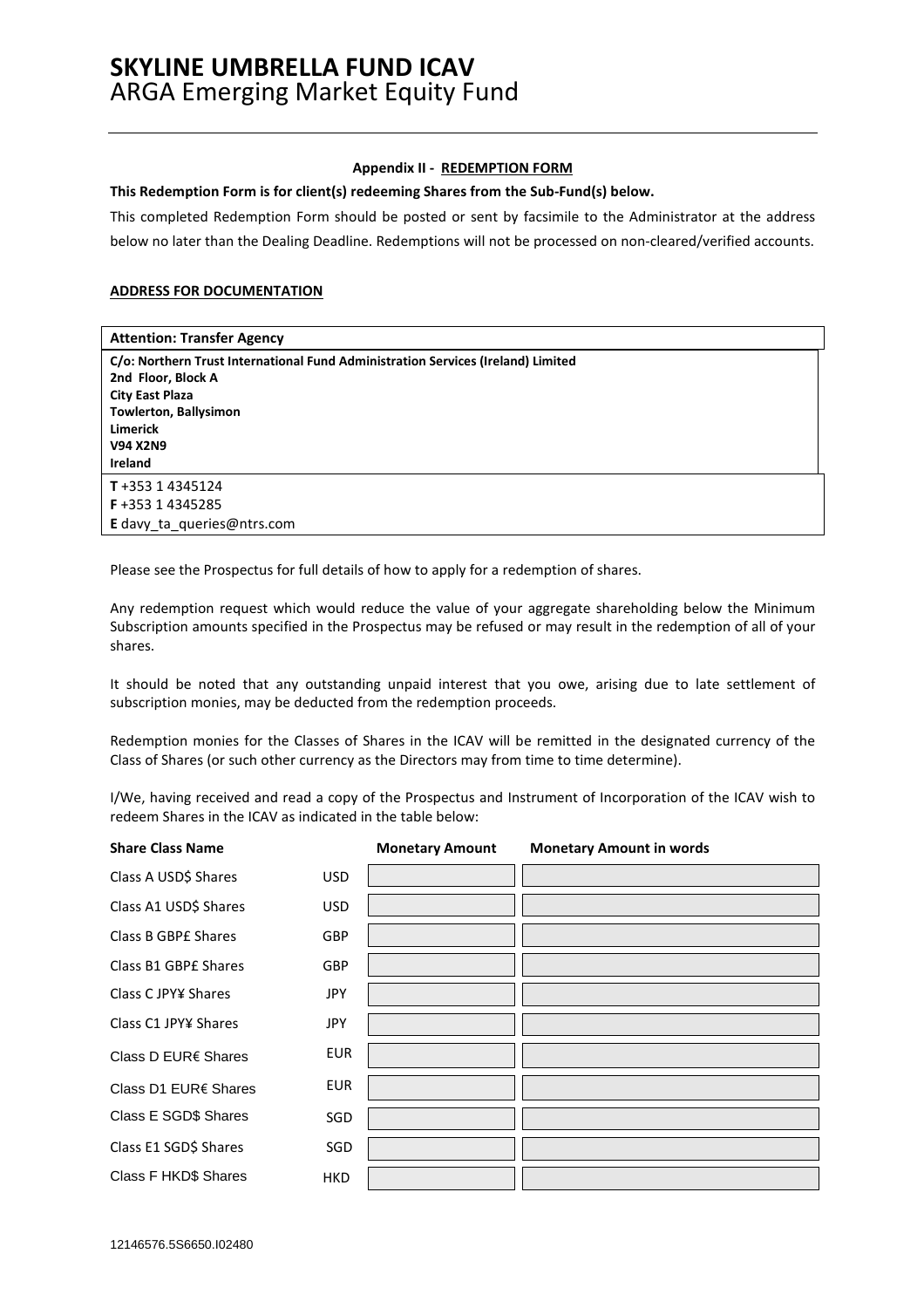# SKYLINE UMBRELLA FUND ICAV
ARGA Emerging Market Equity Fund

**Appendix II - REDEMPTION FORM**

**This Redemption Form is for client(s) redeeming Shares from the Sub-Fund(s) below.**

This completed Redemption Form should be posted or sent by facsimile to the Administrator at the address below no later than the Dealing Deadline. Redemptions will not be processed on non-cleared/verified accounts.

**ADDRESS FOR DOCUMENTATION**

| **Attention: Transfer Agency** |
|---|
| **C/o: Northern Trust International Fund Administration Services (Ireland) Limited**<br>**2nd Floor, Block A**<br>**City East Plaza**<br>**Towlerton, Ballysimon**<br>**Limerick**<br>**V94 X2N9**<br>**Ireland** |
| **T** +353 1 4345124<br>**F** +353 1 4345285<br>**E** davy_ta_queries@ntrs.com |

Please see the Prospectus for full details of how to apply for a redemption of shares.

Any redemption request which would reduce the value of your aggregate shareholding below the Minimum Subscription amounts specified in the Prospectus may be refused or may result in the redemption of all of your shares.

It should be noted that any outstanding unpaid interest that you owe, arising due to late settlement of subscription monies, may be deducted from the redemption proceeds.

Redemption monies for the Classes of Shares in the ICAV will be remitted in the designated currency of the Class of Shares (or such other currency as the Directors may from time to time determine).

I/We, having received and read a copy of the Prospectus and Instrument of Incorporation of the ICAV wish to redeem Shares in the ICAV as indicated in the table below:

| **Share Class Name** | | **Monetary Amount** | **Monetary Amount in words** |
|---|---|---|---|
| Class A USD$ Shares | USD | | |
| Class A1 USD$ Shares | USD | | |
| Class B GBP£ Shares | GBP | | |
| Class B1 GBP£ Shares | GBP | | |
| Class C JPY¥ Shares | JPY | | |
| Class C1 JPY¥ Shares | JPY | | |
| Class D EUR€ Shares | EUR | | |
| Class D1 EUR€ Shares | EUR | | |
| Class E SGD$ Shares | SGD | | |
| Class E1 SGD$ Shares | SGD | | |
| Class F HKD$ Shares | HKD | | |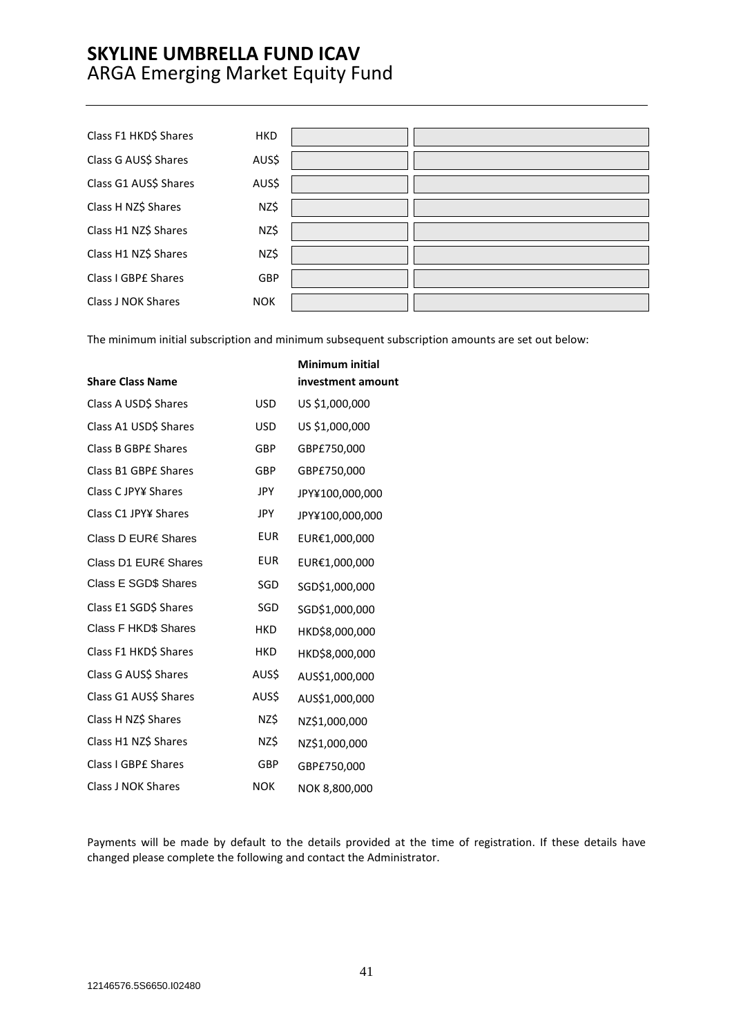| | | | |
|---|---|---|---|
| Class F1 HKD$ Shares | HKD | | |
| Class G AUS$ Shares | AUS$ | | |
| Class G1 AUS$ Shares | AUS$ | | |
| Class H NZ$ Shares | NZ$ | | |
| Class H1 NZ$ Shares | NZ$ | | |
| Class H1 NZ$ Shares | NZ$ | | |
| Class I GBP£ Shares | GBP | | |
| Class J NOK Shares | NOK | | |

The minimum initial subscription and minimum subsequent subscription amounts are set out below:

| **Share Class Name** | | **Minimum initial investment amount** |
|---|---|---|
| Class A USD$ Shares | USD | US $1,000,000 |
| Class A1 USD$ Shares | USD | US $1,000,000 |
| Class B GBP£ Shares | GBP | GBP£750,000 |
| Class B1 GBP£ Shares | GBP | GBP£750,000 |
| Class C JPY¥ Shares | JPY | JPY¥100,000,000 |
| Class C1 JPY¥ Shares | JPY | JPY¥100,000,000 |
| Class D EUR€ Shares | EUR | EUR€1,000,000 |
| Class D1 EUR€ Shares | EUR | EUR€1,000,000 |
| Class E SGD$ Shares | SGD | SGD$1,000,000 |
| Class E1 SGD$ Shares | SGD | SGD$1,000,000 |
| Class F HKD$ Shares | HKD | HKD$8,000,000 |
| Class F1 HKD$ Shares | HKD | HKD$8,000,000 |
| Class G AUS$ Shares | AUS$ | AUS$1,000,000 |
| Class G1 AUS$ Shares | AUS$ | AUS$1,000,000 |
| Class H NZ$ Shares | NZ$ | NZ$1,000,000 |
| Class H1 NZ$ Shares | NZ$ | NZ$1,000,000 |
| Class I GBP£ Shares | GBP | GBP£750,000 |
| Class J NOK Shares | NOK | NOK 8,800,000 |

Payments will be made by default to the details provided at the time of registration. If these details have changed please complete the following and contact the Administrator.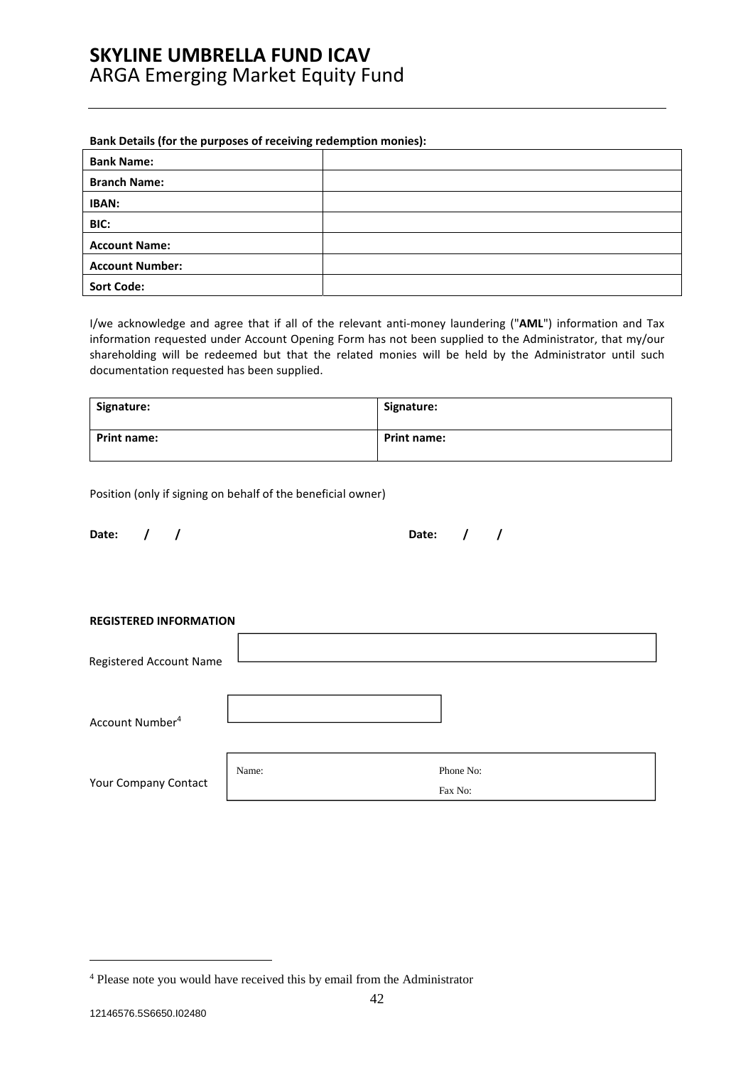**SKYLINE UMBRELLA FUND ICAV**
ARGA Emerging Market Equity Fund

**Bank Details (for the purposes of receiving redemption monies):**

| **Bank Name:** | |
|---|---|
| **Branch Name:** | |
| **IBAN:** | |
| **BIC:** | |
| **Account Name:** | |
| **Account Number:** | |
| **Sort Code:** | |

I/we acknowledge and agree that if all of the relevant anti-money laundering ("**AML**") information and Tax information requested under Account Opening Form has not been supplied to the Administrator, that my/our shareholding will be redeemed but that the related monies will be held by the Administrator until such documentation requested has been supplied.

| **Signature:** | **Signature:** |
|---|---|
| **Print name:** | **Print name:** |

Position (only if signing on behalf of the beneficial owner)

**Date: / /** **Date: / /**

**REGISTERED INFORMATION**

Registered Account Name

Account Number[4]

Your Company Contact

Name: Phone No:

Fax No:

[4] Please note you would have received this by email from the Administrator

12146576.5S6650.I02480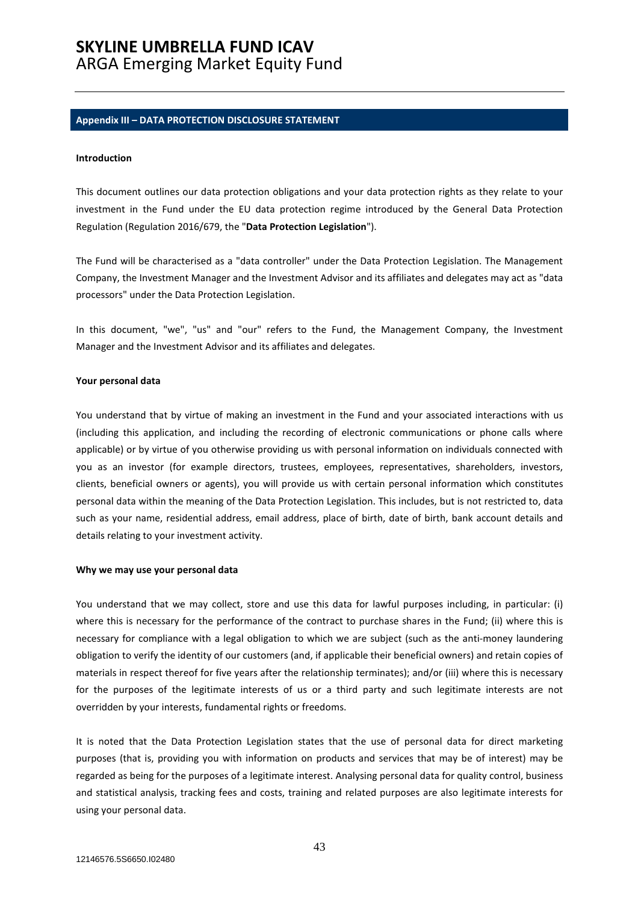## Appendix III – DATA PROTECTION DISCLOSURE STATEMENT

**Introduction**

This document outlines our data protection obligations and your data protection rights as they relate to your investment in the Fund under the EU data protection regime introduced by the General Data Protection Regulation (Regulation 2016/679, the "**Data Protection Legislation**").

The Fund will be characterised as a "data controller" under the Data Protection Legislation. The Management Company, the Investment Manager and the Investment Advisor and its affiliates and delegates may act as "data processors" under the Data Protection Legislation.

In this document, "we", "us" and "our" refers to the Fund, the Management Company, the Investment Manager and the Investment Advisor and its affiliates and delegates.

**Your personal data**

You understand that by virtue of making an investment in the Fund and your associated interactions with us (including this application, and including the recording of electronic communications or phone calls where applicable) or by virtue of you otherwise providing us with personal information on individuals connected with you as an investor (for example directors, trustees, employees, representatives, shareholders, investors, clients, beneficial owners or agents), you will provide us with certain personal information which constitutes personal data within the meaning of the Data Protection Legislation. This includes, but is not restricted to, data such as your name, residential address, email address, place of birth, date of birth, bank account details and details relating to your investment activity.

**Why we may use your personal data**

You understand that we may collect, store and use this data for lawful purposes including, in particular: (i) where this is necessary for the performance of the contract to purchase shares in the Fund; (ii) where this is necessary for compliance with a legal obligation to which we are subject (such as the anti-money laundering obligation to verify the identity of our customers (and, if applicable their beneficial owners) and retain copies of materials in respect thereof for five years after the relationship terminates); and/or (iii) where this is necessary for the purposes of the legitimate interests of us or a third party and such legitimate interests are not overridden by your interests, fundamental rights or freedoms.

It is noted that the Data Protection Legislation states that the use of personal data for direct marketing purposes (that is, providing you with information on products and services that may be of interest) may be regarded as being for the purposes of a legitimate interest. Analysing personal data for quality control, business and statistical analysis, tracking fees and costs, training and related purposes are also legitimate interests for using your personal data.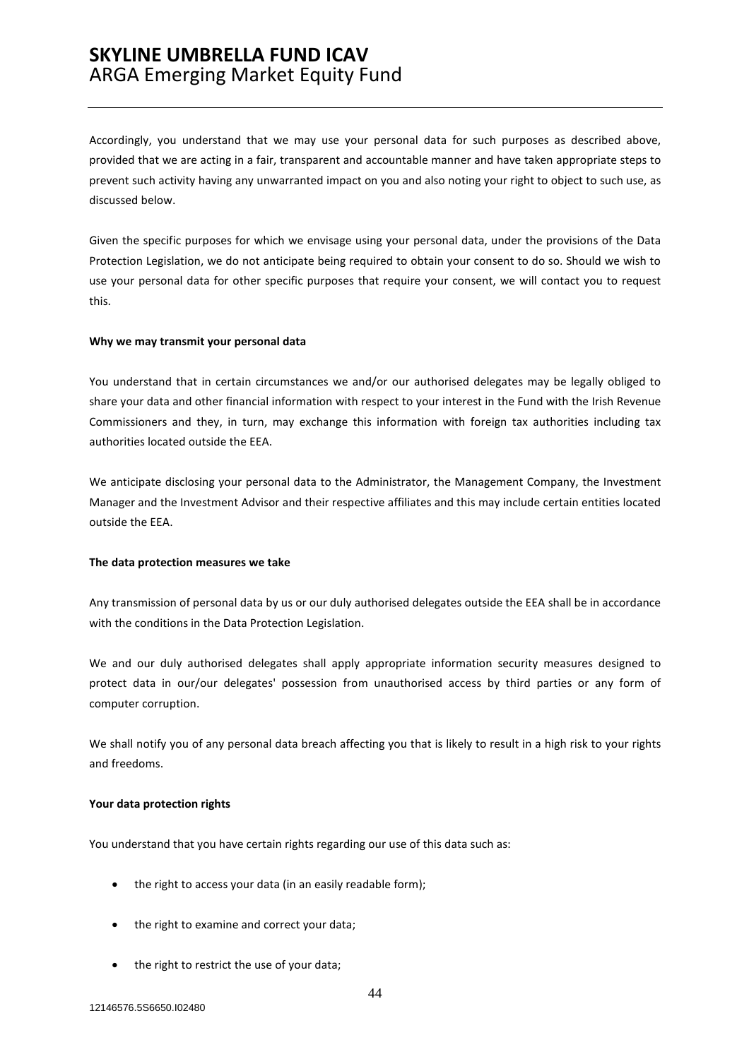Accordingly, you understand that we may use your personal data for such purposes as described above, provided that we are acting in a fair, transparent and accountable manner and have taken appropriate steps to prevent such activity having any unwarranted impact on you and also noting your right to object to such use, as discussed below.

Given the specific purposes for which we envisage using your personal data, under the provisions of the Data Protection Legislation, we do not anticipate being required to obtain your consent to do so. Should we wish to use your personal data for other specific purposes that require your consent, we will contact you to request this.

**Why we may transmit your personal data**

You understand that in certain circumstances we and/or our authorised delegates may be legally obliged to share your data and other financial information with respect to your interest in the Fund with the Irish Revenue Commissioners and they, in turn, may exchange this information with foreign tax authorities including tax authorities located outside the EEA.

We anticipate disclosing your personal data to the Administrator, the Management Company, the Investment Manager and the Investment Advisor and their respective affiliates and this may include certain entities located outside the EEA.

**The data protection measures we take**

Any transmission of personal data by us or our duly authorised delegates outside the EEA shall be in accordance with the conditions in the Data Protection Legislation.

We and our duly authorised delegates shall apply appropriate information security measures designed to protect data in our/our delegates' possession from unauthorised access by third parties or any form of computer corruption.

We shall notify you of any personal data breach affecting you that is likely to result in a high risk to your rights and freedoms.

**Your data protection rights**

You understand that you have certain rights regarding our use of this data such as:

- the right to access your data (in an easily readable form);
- the right to examine and correct your data;
- the right to restrict the use of your data;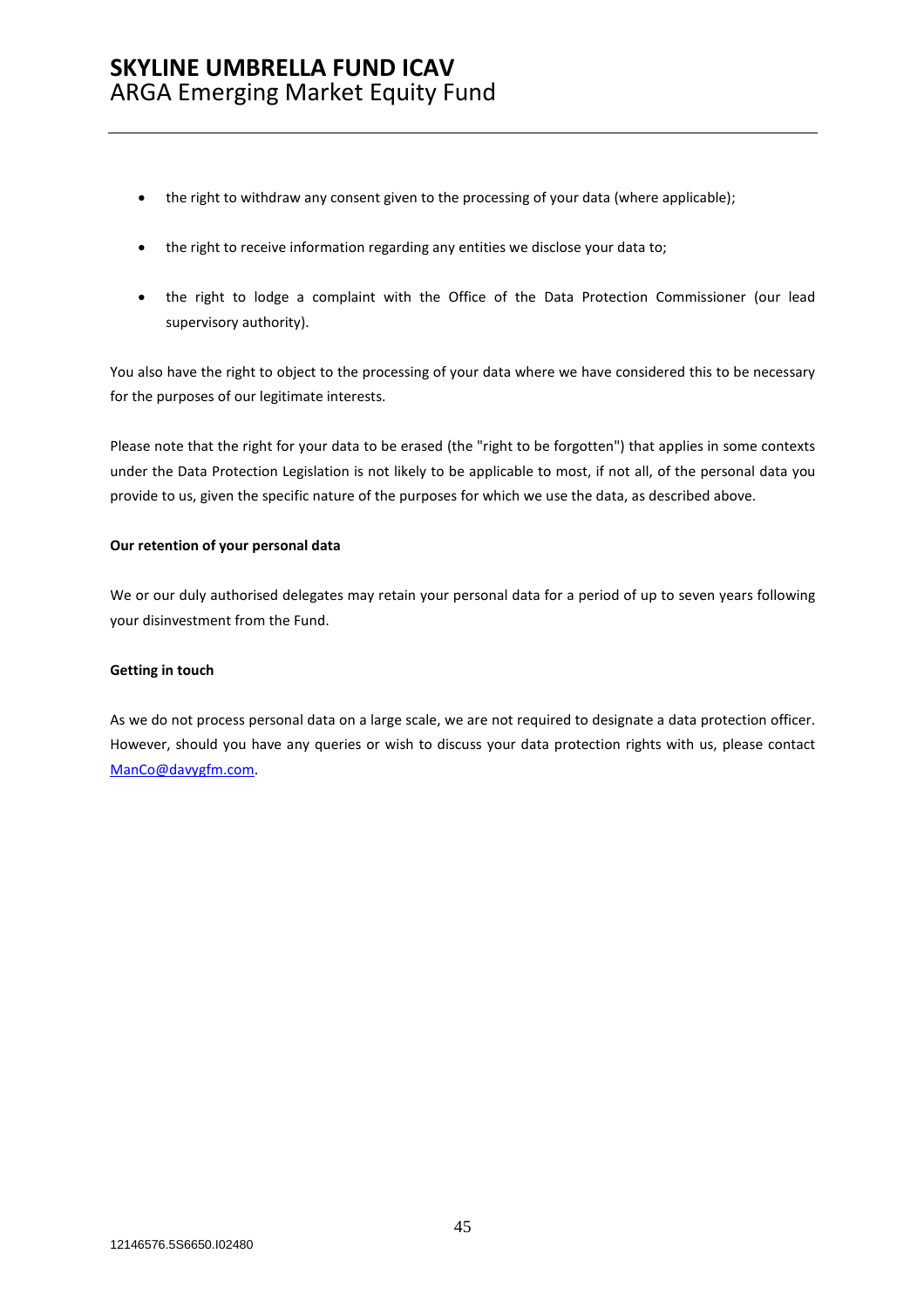- the right to withdraw any consent given to the processing of your data (where applicable);
- the right to receive information regarding any entities we disclose your data to;
- the right to lodge a complaint with the Office of the Data Protection Commissioner (our lead supervisory authority).

You also have the right to object to the processing of your data where we have considered this to be necessary for the purposes of our legitimate interests.

Please note that the right for your data to be erased (the "right to be forgotten") that applies in some contexts under the Data Protection Legislation is not likely to be applicable to most, if not all, of the personal data you provide to us, given the specific nature of the purposes for which we use the data, as described above.

**Our retention of your personal data**

We or our duly authorised delegates may retain your personal data for a period of up to seven years following your disinvestment from the Fund.

**Getting in touch**

As we do not process personal data on a large scale, we are not required to designate a data protection officer. However, should you have any queries or wish to discuss your data protection rights with us, please contact ManCo@davygfm.com.